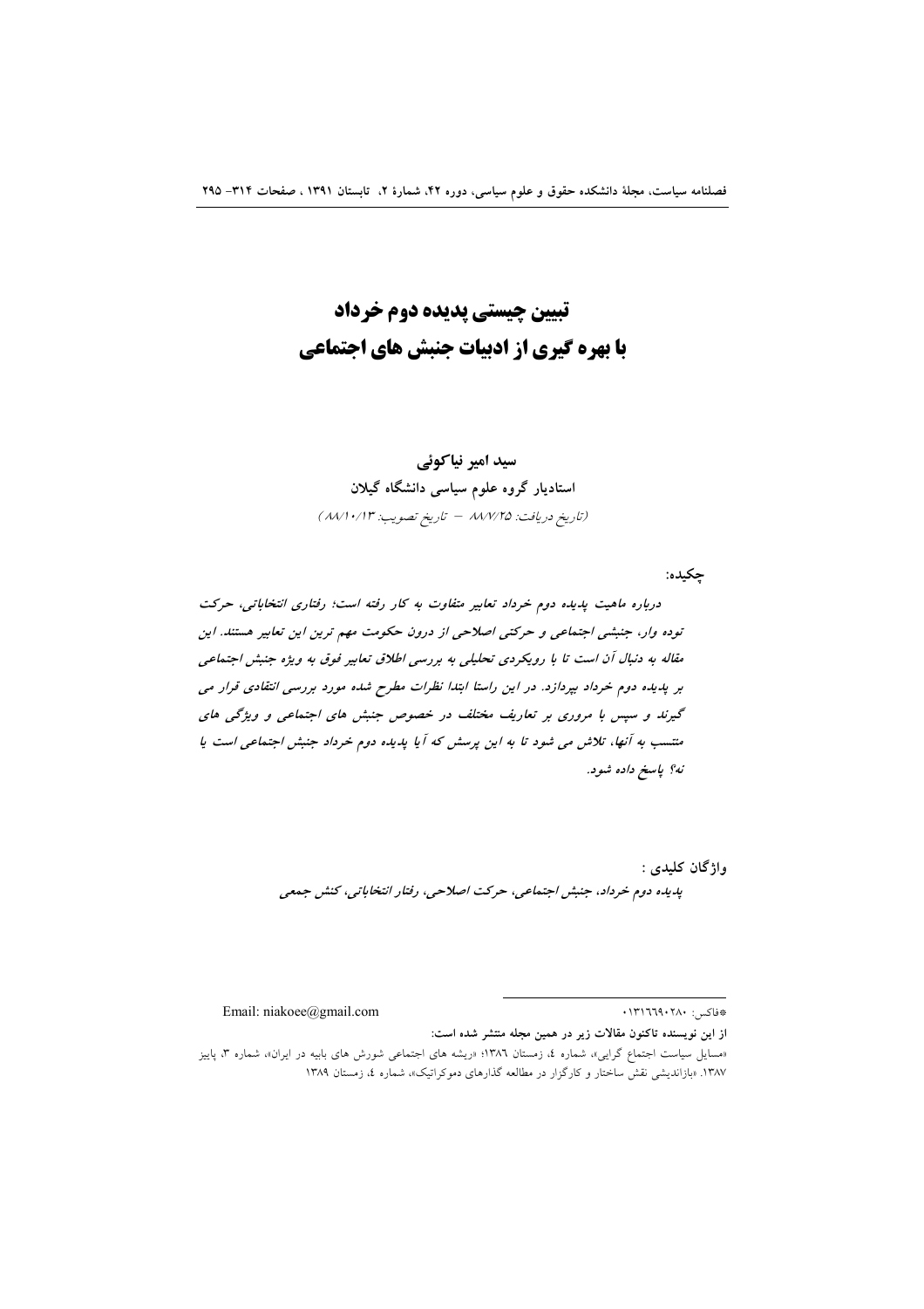# تبیین چیستی پدیده دوم خرداد
# با بهره گیری از ادبیات جنبش های اجتماعی

**سید امیر نیاکوئی**

**استادیار گروه علوم سیاسی دانشگاه گیلان**

*(تاریخ دریافت: ۸۸/۷/۲۵ – تاریخ تصویب: ۸۸/۱۰/۱۳)*

**چکیده:**

***درباره ماهیت پدیده دوم خرداد تعابیر متفاوت به کار رفته است؛ رفتاری انتخاباتی، حرکت توده وار، جنبشی اجتماعی و حرکتی اصلاحی از درون حکومت مهم ترین این تعابیر هستند. این مقاله به دنبال آن است تا با رویکردی تحلیلی به بررسی اطلاق تعابیر فوق به ویژه جنبش اجتماعی بر پدیده دوم خرداد بپردازد. در این راستا ابتدا نظرات مطرح شده مورد بررسی انتقادی قرار می گیرند و سپس با مروری بر تعاریف مختلف در خصوص جنبش های اجتماعی و ویژگی های منتسب به آنها، تلاش می شود تا به این پرسش که آیا پدیده دوم خرداد جنبش اجتماعی است یا نه؟ پاسخ داده شود.***

**واژگان کلیدی :**

***پدیده دوم خرداد، جنبش اجتماعی، حرکت اصلاحی، رفتار انتخاباتی، کنش جمعی***

---

*فاکس: ۰۱۳۱۶۶۹۰۲۸۰ Email: niakoee@gmail.com

**از این نویسنده تاکنون مقالات زیر در همین مجله منتشر شده است:**

«مسایل سیاست اجتماع گرایی»، شماره ٤، زمستان ١٣٨٦؛ «ریشه های اجتماعی شورش های بابیه در ایران»، شماره ٣، پاییز ١٣٨٧. «بازاندیشی نقش ساختار و کارگزار در مطالعه گذارهای دموکراتیک»، شماره ٤، زمستان ١٣٨٩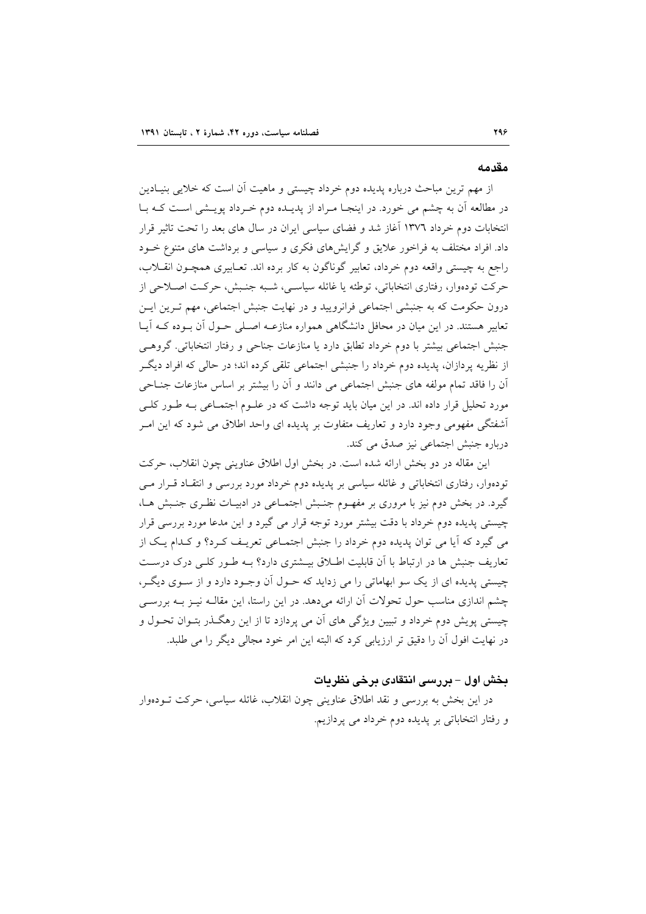## مقدمه

از مهم ترین مباحث درباره پدیده دوم خرداد چیستی و ماهیت آن است که خلایی بنیادین در مطالعه آن به چشم می خورد. در اینجا مراد از پدیده دوم خرداد پویشی است که با انتخابات دوم خرداد ١٣٧٦ آغاز شد و فضای سیاسی ایران در سال های بعد را تحت تاثیر قرار داد. افراد مختلف به فراخور علایق و گرایش‌های فکری و سیاسی و برداشت های متنوع خود راجع به چیستی واقعه دوم خرداد، تعابیر گوناگون به کار برده اند. تعابیری همچون انقلاب، حرکت توده‌وار، رفتاری انتخاباتی، توطئه یا غائله سیاسی، شبه جنبش، حرکت اصلاحی از درون حکومت که به جنبشی اجتماعی فرانرویید و در نهایت جنبش اجتماعی، مهم ترین این تعابیر هستند. در این میان در محافل دانشگاهی همواره منازعه اصلی حول آن بوده که آیا جنبش اجتماعی بیشتر با دوم خرداد تطابق دارد یا منازعات جناحی و رفتار انتخاباتی. گروهی از نظریه پردازان، پدیده دوم خرداد را جنبشی اجتماعی تلقی کرده اند؛ در حالی که افراد دیگر آن را فاقد تمام مولفه های جنبش اجتماعی می دانند و آن را بیشتر بر اساس منازعات جناحی مورد تحلیل قرار داده اند. در این میان باید توجه داشت که در علوم اجتماعی به طور کلی آشفتگی مفهومی وجود دارد و تعاریف متفاوت بر پدیده ای واحد اطلاق می شود که این امر درباره جنبش اجتماعی نیز صدق می کند.

این مقاله در دو بخش ارائه شده است. در بخش اول اطلاق عناوینی چون انقلاب، حرکت توده‌وار، رفتاری انتخاباتی و غائله سیاسی بر پدیده دوم خرداد مورد بررسی و انتقاد قرار می گیرد. در بخش دوم نیز با مروری بر مفهوم جنبش اجتماعی در ادبیات نظری جنبش ها، چیستی پدیده دوم خرداد با دقت بیشتر مورد توجه قرار می گیرد و این مدعا مورد بررسی قرار می گیرد که آیا می توان پدیده دوم خرداد را جنبش اجتماعی تعریف کرد؟ و کدام یک از تعاریف جنبش ها در ارتباط با آن قابلیت اطلاق بیشتری دارد؟ به طور کلی درک درست چیستی پدیده ای از یک سو ابهاماتی را می زداید که حول آن وجود دارد و از سوی دیگر، چشم اندازی مناسب حول تحولات آن ارائه می‌دهد. در این راستا، این مقاله نیز به بررسی چیستی پویش دوم خرداد و تبیین ویژگی های آن می پردازد تا از این رهگذر بتوان تحول و در نهایت افول آن را دقیق تر ارزیابی کرد که البته این امر خود مجالی دیگر را می طلبد.

## بخش اول - بررسی انتقادی برخی نظریات

در این بخش به بررسی و نقد اطلاق عناوینی چون انقلاب، غائله سیاسی، حرکت توده‌وار و رفتار انتخاباتی بر پدیده دوم خرداد می پردازیم.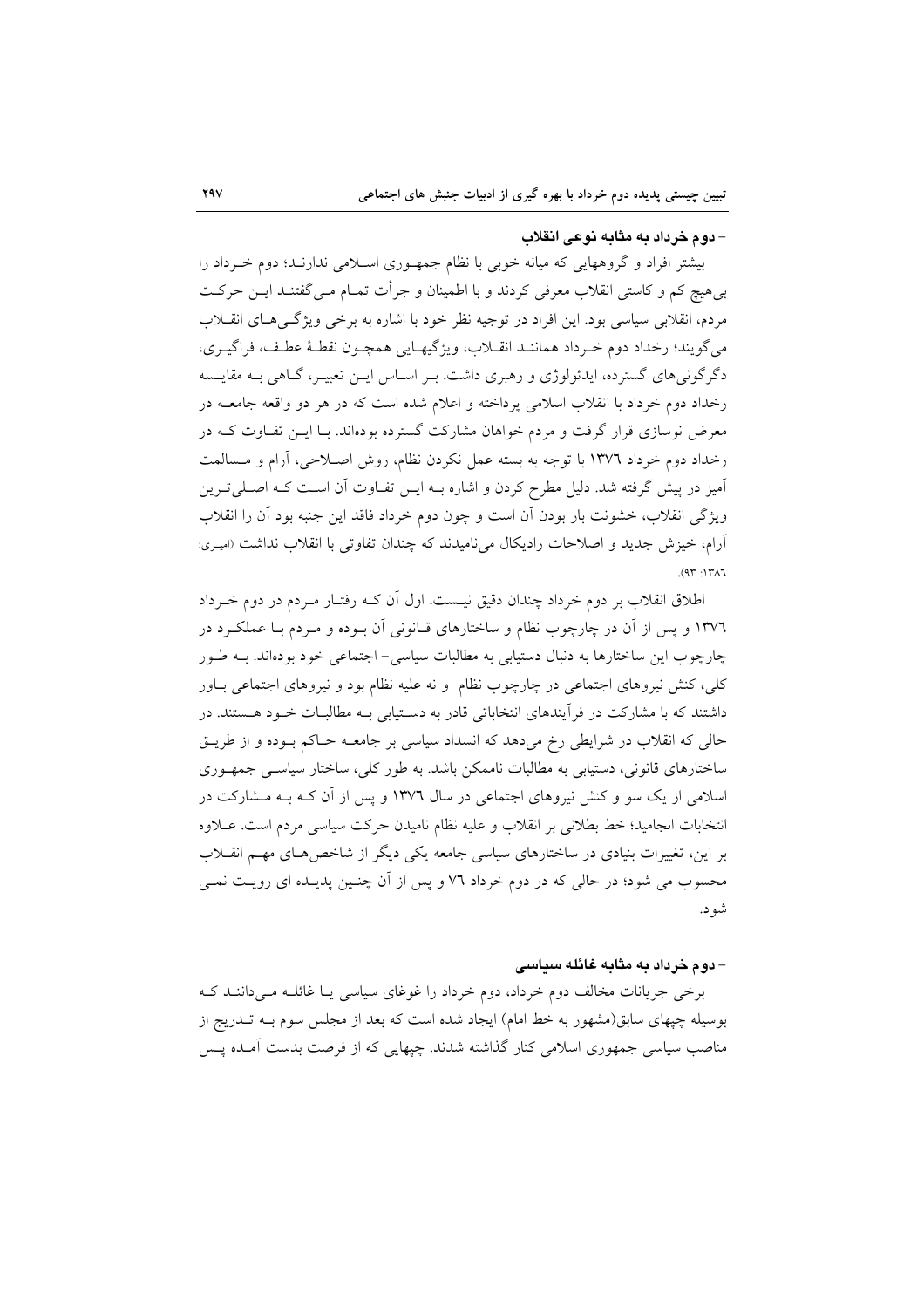- **دوم خرداد به مثابه نوعی انقلاب**

بیشتر افراد و گروههایی که میانه خوبی با نظام جمهوری اسلامی ندارند؛ دوم خرداد را بی‌هیچ کم و کاستی انقلاب معرفی کردند و با اطمینان و جرأت تمام می‌گفتند این حرکت مردم، انقلابی سیاسی بود. این افراد در توجیه نظر خود با اشاره به برخی ویژگی‌های انقلاب می‌گویند؛ رخداد دوم خرداد همانند انقلاب، ویژگیهایی همچون نقطهٔ عطف، فراگیری، دگرگونی‌های گسترده، ایدئولوژی و رهبری داشت. بر اساس این تعبیر، گاهی به مقایسه رخداد دوم خرداد با انقلاب اسلامی پرداخته و اعلام شده است که در هر دو واقعه جامعه در معرض نوسازی قرار گرفت و مردم خواهان مشارکت گسترده بوده‌اند. با این تفاوت که در رخداد دوم خرداد ۱۳۷٦ با توجه به بسته عمل نکردن نظام، روش اصلاحی، آرام و مسالمت آمیز در پیش گرفته شد. دلیل مطرح کردن و اشاره به این تفاوت آن است که اصلی‌ترین ویژگی انقلاب، خشونت بار بودن آن است و چون دوم خرداد فاقد این جنبه بود آن را انقلاب آرام، خیزش جدید و اصلاحات رادیکال می‌نامیدند که چندان تفاوتی با انقلاب نداشت (امیری: ۱۳۸٦: ۹۳).

اطلاق انقلاب بر دوم خرداد چندان دقیق نیست. اول آن که رفتار مردم در دوم خرداد ۱۳۷٦ و پس از آن در چارچوب نظام و ساختارهای قانونی آن بوده و مردم با عملکرد در چارچوب این ساختارها به دنبال دستیابی به مطالبات سیاسی- اجتماعی خود بوده‌اند. به طور کلی، کنش نیروهای اجتماعی در چارچوب نظام و نه علیه نظام بود و نیروهای اجتماعی باور داشتند که با مشارکت در فرآیندهای انتخاباتی قادر به دستیابی به مطالبات خود هستند. در حالی که انقلاب در شرایطی رخ می‌دهد که انسداد سیاسی بر جامعه حاکم بوده و از طریق ساختارهای قانونی، دستیابی به مطالبات ناممکن باشد. به طور کلی، ساختار سیاسی جمهوری اسلامی از یک سو و کنش نیروهای اجتماعی در سال ۱۳۷٦ و پس از آن که به مشارکت در انتخابات انجامید؛ خط بطلانی بر انقلاب و علیه نظام نامیدن حرکت سیاسی مردم است. علاوه بر این، تغییرات بنیادی در ساختارهای سیاسی جامعه یکی دیگر از شاخص‌های مهم انقلاب محسوب می شود؛ در حالی که در دوم خرداد ۷٦ و پس از آن چنین پدیده ای رویت نمی شود.

- **دوم خرداد به مثابه غائله سیاسی**

برخی جریانات مخالف دوم خرداد، دوم خرداد را غوغای سیاسی یا غائله می‌دانند که بوسیله چپهای سابق(مشهور به خط امام) ایجاد شده است که بعد از مجلس سوم به تدریج از مناصب سیاسی جمهوری اسلامی کنار گذاشته شدند. چپهایی که از فرصت بدست آمده پس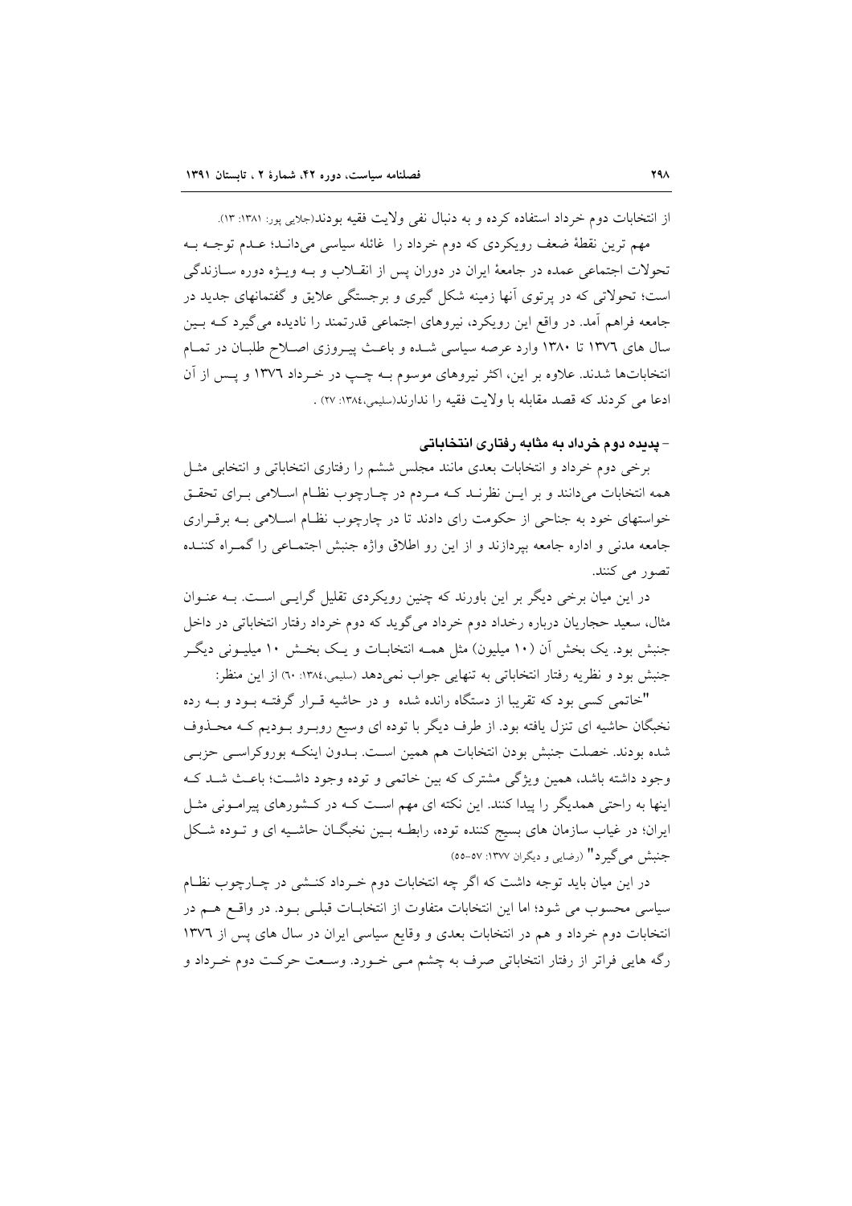از انتخابات دوم خرداد استفاده کرده و به دنبال نفی ولایت فقیه بودند(جلایی پور، ۱۳۸۱: ۱۳).

مهم ترین نقطهٔ ضعف رویکردی که دوم خرداد را غائله سیاسی می‌داند؛ عدم توجه به تحولات اجتماعی عمده در جامعهٔ ایران در دوران پس از انقلاب و به ویژه دوره سازندگی است؛ تحولاتی که در پرتوی آنها زمینه شکل گیری و برجستگی علایق و گفتمانهای جدید در جامعه فراهم آمد. در واقع این رویکرد، نیروهای اجتماعی قدرتمند را نادیده می‌گیرد که بین سال های ۱۳۷٦ تا ۱۳۸۰ وارد عرصه سیاسی شده و باعث پیروزی اصلاح طلبان در تمام انتخابات‌ها شدند. علاوه بر این، اکثر نیروهای موسوم به چپ در خرداد ۱۳۷٦ و پس از آن ادعا می کردند که قصد مقابله با ولایت فقیه را ندارند(سلیمی،۱۳۸٤: ۲۷) .

### - پدیده دوم خرداد به مثابه رفتاری انتخاباتی

برخی دوم خرداد و انتخابات بعدی مانند مجلس ششم را رفتاری انتخاباتی و انتخابی مثل همه انتخابات می‌دانند و بر این نظرند که مردم در چارچوب نظام اسلامی برای تحقق خواستهای خود به جناحی از حکومت رای دادند تا در چارچوب نظام اسلامی به برقراری جامعه مدنی و اداره جامعه بپردازند و از این رو اطلاق واژه جنبش اجتماعی را گمراه کننده تصور می کنند.

در این میان برخی دیگر بر این باورند که چنین رویکردی تقلیل گرایی است. به عنوان مثال، سعید حجاریان درباره رخداد دوم خرداد می‌گوید که دوم خرداد رفتار انتخاباتی در داخل جنبش بود. یک بخش آن (۱۰ میلیون) مثل همه انتخابات و یک بخش ۱۰ میلیونی دیگر جنبش بود و نظریه رفتار انتخاباتی به تنهایی جواب نمی‌دهد (سلیمی،۱۳۸٤: ٦۰) از این منظر:

"خاتمی کسی بود که تقریبا از دستگاه رانده شده و در حاشیه قرار گرفته بود و به رده نخبگان حاشیه ای تنزل یافته بود. از طرف دیگر با توده ای وسیع روبرو بودیم که محذوف شده بودند. خصلت جنبش بودن انتخابات هم همین است. بدون اینکه بوروکراسی حزبی وجود داشته باشد، همین ویژگی مشترک که بین خاتمی و توده وجود داشت؛ باعث شد که اینها به راحتی همدیگر را پیدا کنند. این نکته ای مهم است که در کشورهای پیرامونی مثل ایران؛ در غیاب سازمان های بسیج کننده توده، رابطه بین نخبگان حاشیه ای و توده شکل جنبش می‌گیرد" (رضایی و دیگران ۱۳۷۷: ۵۷-۵۵)

در این میان باید توجه داشت که اگر چه انتخابات دوم خرداد کنشی در چارچوب نظام سیاسی محسوب می شود؛ اما این انتخابات متفاوت از انتخابات قبلی بود. در واقع هم در انتخابات دوم خرداد و هم در انتخابات بعدی و وقایع سیاسی ایران در سال های پس از ۱۳۷٦ رگه هایی فراتر از رفتار انتخاباتی صرف به چشم می خورد. وسعت حرکت دوم خرداد و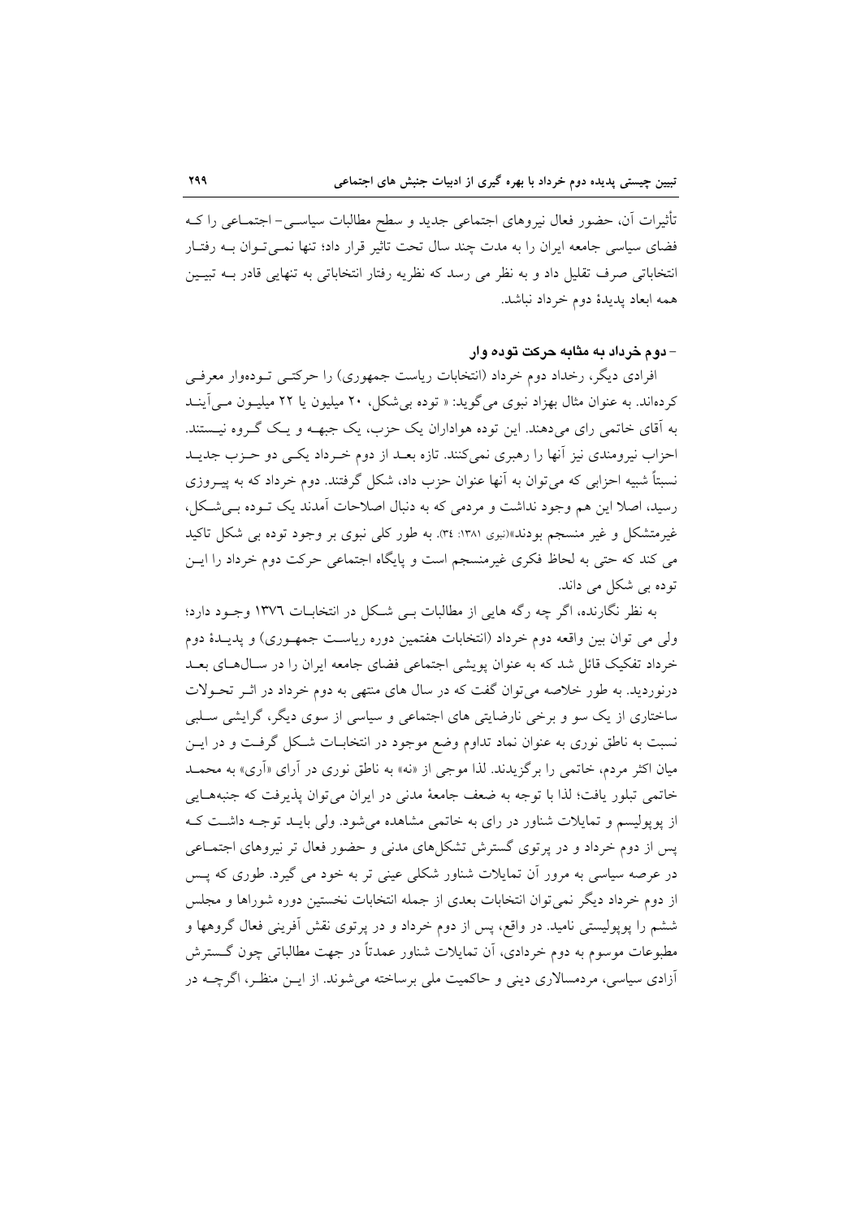تأثیرات آن، حضور فعال نیروهای اجتماعی جدید و سطح مطالبات سیاسی- اجتماعی را که فضای سیاسی جامعه ایران را به مدت چند سال تحت تاثیر قرار داد؛ تنها نمی‌توان به رفتار انتخاباتی صرف تقلیل داد و به نظر می رسد که نظریه رفتار انتخاباتی به تنهایی قادر به تبیین همه ابعاد پدیدهٔ دوم خرداد نباشد.

### - دوم خرداد به مثابه حرکت توده وار

افرادی دیگر، رخداد دوم خرداد (انتخابات ریاست جمهوری) را حرکتی توده‌وار معرفی کرده‌اند. به عنوان مثال بهزاد نبوی می‌گوید: « توده بی‌شکل، ۲۰ میلیون یا ۲۲ میلیون می‌آیند به آقای خاتمی رای می‌دهند. این توده هواداران یک حزب، یک جبهه و یک گروه نیستند. احزاب نیرومندی نیز آنها را رهبری نمی‌کنند. تازه بعد از دوم خرداد یکی دو حزب جدید نسبتاً شبیه احزابی که می‌توان به آنها عنوان حزب داد، شکل گرفتند. دوم خرداد که به پیروزی رسید، اصلا این هم وجود نداشت و مردمی که به دنبال اصلاحات آمدند یک توده بی‌شکل، غیرمتشکل و غیر منسجم بودند»(نبوی ۱۳۸۱: ۳٤). به طور کلی نبوی بر وجود توده بی شکل تاکید می کند که حتی به لحاظ فکری غیرمنسجم است و پایگاه اجتماعی حرکت دوم خرداد را این توده بی شکل می داند.

به نظر نگارنده، اگر چه رگه هایی از مطالبات بی شکل در انتخابات ١٣٧٦ وجود دارد؛ ولی می توان بین واقعه دوم خرداد (انتخابات هفتمین دوره ریاست جمهوری) و پدیدهٔ دوم خرداد تفکیک قائل شد که به عنوان پویشی اجتماعی فضای جامعه ایران را در سال‌های بعد درنوردید. به طور خلاصه می‌توان گفت که در سال های منتهی به دوم خرداد در اثر تحولات ساختاری از یک سو و برخی نارضایتی های اجتماعی و سیاسی از سوی دیگر، گرایشی سلبی نسبت به ناطق نوری به عنوان نماد تداوم وضع موجود در انتخابات شکل گرفت و در این میان اکثر مردم، خاتمی را برگزیدند. لذا موجی از «نه» به ناطق نوری در آرای «آری» به محمد خاتمی تبلور یافت؛ لذا با توجه به ضعف جامعهٔ مدنی در ایران می‌توان پذیرفت که جنبه‌هایی از پوپولیسم و تمایلات شناور در رای به خاتمی مشاهده می‌شود. ولی باید توجه داشت که پس از دوم خرداد و در پرتوی گسترش تشکل‌های مدنی و حضور فعال تر نیروهای اجتماعی در عرصه سیاسی به مرور آن تمایلات شناور شکلی عینی تر به خود می گیرد. طوری که پس از دوم خرداد دیگر نمی‌توان انتخابات بعدی از جمله انتخابات نخستین دوره شوراها و مجلس ششم را پوپولیستی نامید. در واقع، پس از دوم خرداد و در پرتوی نقش آفرینی فعال گروهها و مطبوعات موسوم به دوم خردادی، آن تمایلات شناور عمدتاً در جهت مطالباتی چون گسترش آزادی سیاسی، مردمسالاری دینی و حاکمیت ملی برساخته می‌شوند. از این منظر، اگرچه در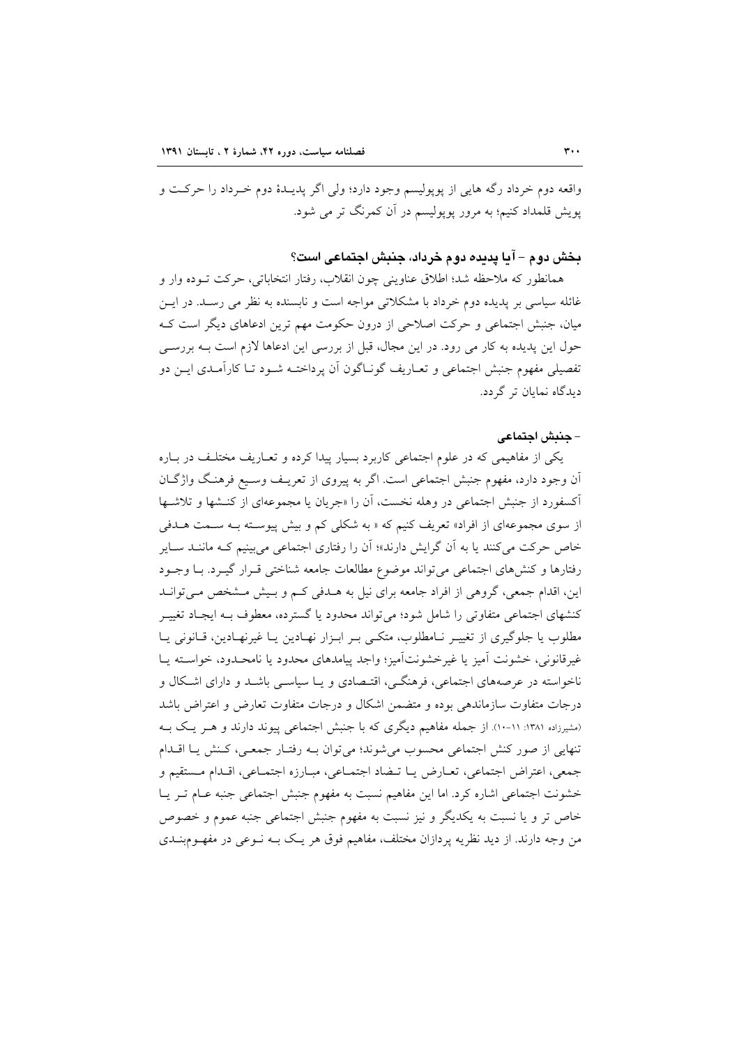واقعه دوم خرداد رگه هایی از پوپولیسم وجود دارد؛ ولی اگر پدیـدۀ دوم خـرداد را حرکـت و پویش قلمداد کنیم؛ به مرور پوپولیسم در آن کمرنگ تر می شود.

## بخش دوم – آیا پدیده دوم خرداد، جنبش اجتماعی است؟

همانطور که ملاحظه شد؛ اطلاق عناوینی چون انقلاب، رفتار انتخاباتی، حرکت تـوده وار و غائله سیاسی بر پدیده دوم خرداد با مشکلاتی مواجه است و نابسنده به نظر می رسـد. در ایـن میان، جنبش اجتماعی و حرکت اصلاحی از درون حکومت مهم ترین ادعاهای دیگر است کـه حول این پدیده به کار می رود. در این مجال، قبل از بررسی این ادعاها لازم است بـه بررسـی تفصیلی مفهوم جنبش اجتماعی و تعـاریف گونـاگون آن پرداختـه شـود تـا کارآمـدی ایـن دو دیدگاه نمایان تر گردد.

### – جنبش اجتماعی

یکی از مفاهیمی که در علوم اجتماعی کاربرد بسیار پیدا کرده و تعـاریف مختلـف در بـاره آن وجود دارد، مفهوم جنبش اجتماعی است. اگر به پیروی از تعریـف وسـیع فرهنـگ واژگـان آکسفورد از جنبش اجتماعی در وهله نخست، آن را «جریان یا مجموعه‌ای از کنـشها و تلاشـها از سوی مجموعه‌ای از افراد» تعریف کنیم که « به شکلی کم و بیش پیوسته بـه سـمت هـدفی خاص حرکت می‌کنند یا به آن گرایش دارند»؛ آن را رفتاری اجتماعی می‌بینیم کـه ماننـد سـایر رفتارها و کنش‌های اجتماعی می‌تواند موضوع مطالعات جامعه شناختی قـرار گیـرد. بـا وجـود این، اقدام جمعی، گروهی از افراد جامعه برای نیل به هـدفی کـم و بـیش مـشخص مـی‌توانـد کنشهای اجتماعی متفاوتی را شامل شود؛ می‌تواند محدود یا گسترده، معطوف بـه ایجـاد تغییـر مطلوب یا جلوگیری از تغییـر نـامطلوب، متکـی بـر ابـزار نهـادین یـا غیرنهـادین، قـانونی یـا غیرقانونی، خشونت آمیز یا غیرخشونت‌آمیز؛ واجد پیامدهای محدود یا نامحـدود، خواسـته یـا ناخواسته در عرصه‌های اجتماعی، فرهنگـی، اقتـصادی و یـا سیاسـی باشـد و دارای اشـکال و درجات متفاوت سازماندهی بوده و متضمن اشکال و درجات متفاوت تعارض و اعتراض باشد (مشیرزاده ۱۳۸۱: ۱۱-۱۰). از جمله مفاهیم دیگری که با جنبش اجتماعی پیوند دارند و هـر یـک بـه تنهایی از صور کنش اجتماعی محسوب می‌شوند؛ می‌توان بـه رفتـار جمعـی، کـنش یـا اقـدام جمعی، اعتراض اجتماعی، تعـارض یـا تـضاد اجتمـاعی، مبـارزه اجتمـاعی، اقـدام مـستقیم و خشونت اجتماعی اشاره کرد. اما این مفاهیم نسبت به مفهوم جنبش اجتماعی جنبه عـام تـر یـا خاص تر و یا نسبت به یکدیگر و نیز نسبت به مفهوم جنبش اجتماعی جنبه عموم و خصوص من وجه دارند. از دید نظریه پردازان مختلف، مفاهیم فوق هر یـک بـه نـوعی در مفهـوم‌بنـدی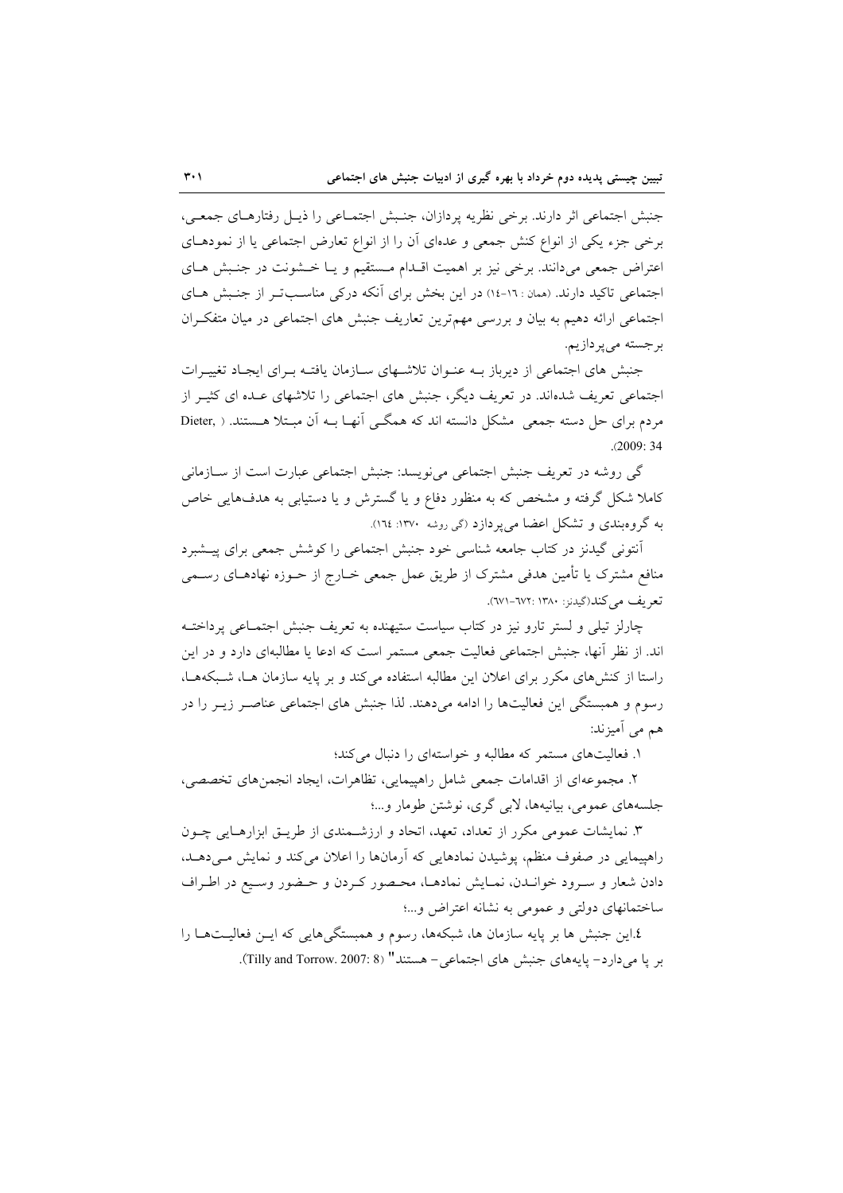جنبش اجتماعی اثر دارند. برخی نظریه پردازان، جنبش اجتماعی را ذیل رفتارهای جمعی، برخی جزء یکی از انواع کنش جمعی و عده‌ای آن را از انواع تعارض اجتماعی یا از نمودهای اعتراض جمعی می‌دانند. برخی نیز بر اهمیت اقدام مستقیم و یا خشونت در جنبش های اجتماعی تاکید دارند. (همان : ۱۶-۱۴) در این بخش برای آنکه درکی مناسب‌تر از جنبش های اجتماعی ارائه دهیم به بیان و بررسی مهم‌ترین تعاریف جنبش های اجتماعی در میان متفکران برجسته می‌پردازیم.

جنبش های اجتماعی از دیرباز بـه عنوان تلاشهای سازمان یافته بـرای ایجاد تغییرات اجتماعی تعریف شده‌اند. در تعریف دیگر، جنبش های اجتماعی را تلاشهای عده ای کثیر از مردم برای حل دسته جمعی مشکل دانسته اند که همگی آنها بـه آن مبتلا هستند. ( Dieter, 2009: 34).

گی روشه در تعریف جنبش اجتماعی می‌نویسد: جنبش اجتماعی عبارت است از سازمانی کاملا شکل گرفته و مشخص که به منظور دفاع و یا گسترش و یا دستیابی به هدف‌هایی خاص به گروه‌بندی و تشکل اعضا می‌پردازد (گی روشه ۱۳۷۰: ۱٦٤).

آنتونی گیدنز در کتاب جامعه شناسی خود جنبش اجتماعی را کوشش جمعی برای پیشبرد منافع مشترک یا تأمین هدفی مشترک از طریق عمل جمعی خارج از حوزه نهادهای رسمی تعریف می‌کند(گیدنز: ۱۳۸۰ :٦٧٢-٦٧١).

چارلز تیلی و لستر تارو نیز در کتاب سیاست ستیهنده به تعریف جنبش اجتماعی پرداخته اند. از نظر آنها، جنبش اجتماعی فعالیت جمعی مستمر است که ادعا یا مطالبه‌ای دارد و در این راستا از کنش‌های مکرر برای اعلان این مطالبه استفاده می‌کند و بر پایه سازمان ها، شبکه‌ها، رسوم و همبستگی این فعالیت‌ها را ادامه می‌دهند. لذا جنبش های اجتماعی عناصر زیر را در هم می آمیزند:

۱. فعالیت‌های مستمر که مطالبه و خواسته‌ای را دنبال می‌کند؛

۲. مجموعه‌ای از اقدامات جمعی شامل راهپیمایی، تظاهرات، ایجاد انجمن‌های تخصصی، جلسه‌های عمومی، بیانیه‌ها، لابی گری، نوشتن طومار و...؛

۳. نمایشات عمومی مکرر از تعداد، تعهد، اتحاد و ارزشمندی از طریق ابزارهایی چون راهپیمایی در صفوف منظم، پوشیدن نمادهایی که آرمانها را اعلان می‌کند و نمایش می‌دهد، دادن شعار و سرود خواندن، نمایش نمادها، محصور کردن و حضور وسیع در اطراف ساختمانهای دولتی و عمومی به نشانه اعتراض و...؛

٤.این جنبش ها بر پایه سازمان ها، شبکه‌ها، رسوم و همبستگی‌هایی که این فعالیت‌ها را بر پا می‌دارد- پایه‌های جنبش های اجتماعی- هستند" (Tilly and Torrow. 2007: 8).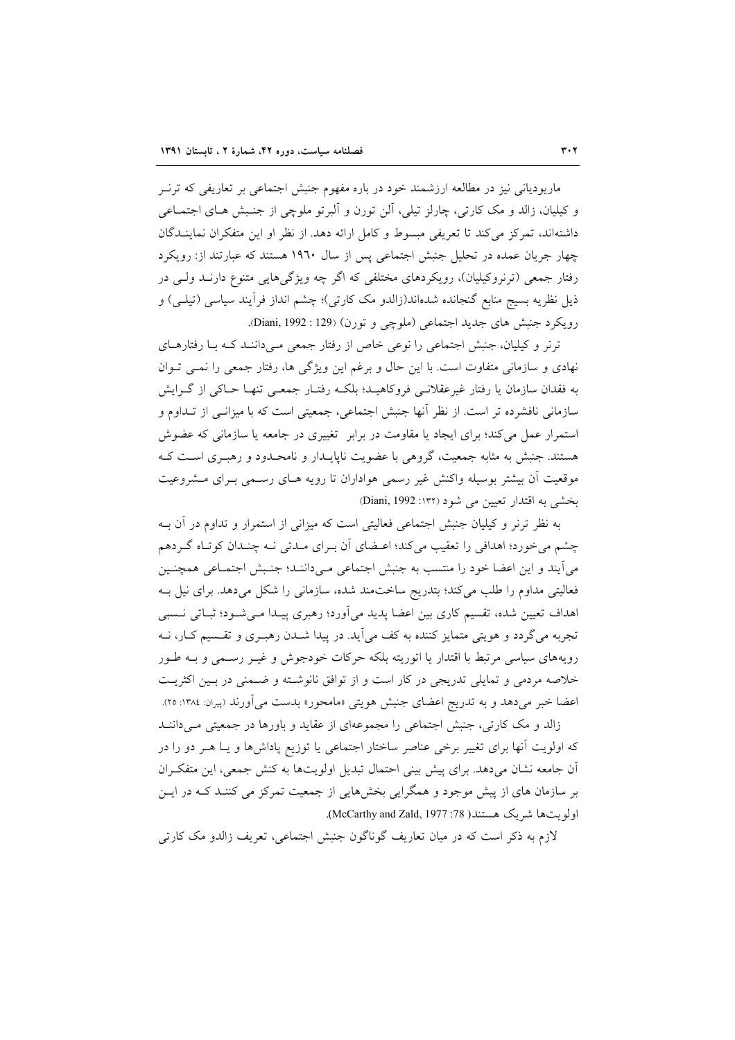ماریودیانی نیز در مطالعه ارزشمند خود در باره مفهوم جنبش اجتماعی بر تعاریفی که ترنـر و کیلیان، زالد و مک کارتی، چارلز تیلی، آلن تورن و آلبرتو ملوچی از جنـبش هـای اجتمـاعی داشته‌اند، تمرکز می‌کند تا تعریفی مبسوط و کامل ارائه دهد. از نظر او این متفکران نماینـدگان چهار جریان عمده در تحلیل جنبش اجتماعی پس از سال ۱۹٦۰ هستند که عبارتند از: رویکرد رفتار جمعی (ترنروکیلیان)، رویکردهای مختلفی که اگر چه ویژگی‌هایی متنوع دارنـد ولـی در ذیل نظریه بسیج منابع گنجانده شده‌اند(زالدو مک کارتی)؛ چشم انداز فرآیند سیاسی (تیلـی) و رویکرد جنبش های جدید اجتماعی (ملوچی و تورن) (Diani, 1992 : 129).

ترنر و کیلیان، جنبش اجتماعی را نوعی خاص از رفتار جمعی مـی‌داننـد کـه بـا رفتارهـای نهادی و سازمانی متفاوت است. با این حال و برغم این ویژگی ها، رفتار جمعی را نمـی تـوان به فقدان سازمان یا رفتار غیرعقلانـی فروکاهیـد؛ بلکـه رفتـار جمعـی تنهـا حـاکی از گـرایش سازمانی نافشرده تر است. از نظر آنها جنبش اجتماعی، جمعیتی است که با میزانـی از تـداوم و استمرار عمل می‌کند؛ برای ایجاد یا مقاومت در برابر تغییری در جامعه یا سازمانی که عضوش هستند. جنبش به مثابه جمعیت، گروهی با عضویت ناپایـدار و نامحـدود و رهبـری اسـت کـه موقعیت آن بیشتر بوسیله واکنش غیر رسمی هواداران تا رویه هـای رسـمی بـرای مـشروعیت بخشی به اقتدار تعیین می شود (Diani, 1992 :۱۳۲)

به نظر ترنر و کیلیان جنبش اجتماعی فعالیتی است که میزانی از استمرار و تداوم در آن بـه چشم می‌خورد؛ اهدافی را تعقیب می‌کند؛ اعـضای آن بـرای مـدتی نـه چنـدان کوتـاه گـردهم می‌آیند و این اعضا خود را منتسب به جنبش اجتماعی مـی‌داننـد؛ جنـبش اجتمـاعی همچنـین فعالیتی مداوم را طلب می‌کند؛ بتدریج ساخت‌مند شده، سازمانی را شکل می‌دهد. برای نیل بـه اهداف تعیین شده، تقسیم کاری بین اعضا پدید می‌آورد؛ رهبری پیـدا مـی‌شـود؛ ثبـاتی نـسبی تجربه می‌گردد و هویتی متمایز کننده به کف می‌آید. در پیدا شـدن رهبـری و تقـسیم کـار، نـه رویه‌های سیاسی مرتبط با اقتدار یا اتوریته بلکه حرکات خودجوش و غیـر رسـمی و بـه طـور خلاصه مردمی و تمایلی تدریجی در کار است و از توافق نانوشـته و ضـمنی در بـین اکثریـت اعضا خبر می‌دهد و به تدریج اعضای جنبش هویتی «مامحور» بدست می‌آورند (پیران: ۱۳۸٤: ۲۵).

زالد و مک کارتی، جنبش اجتماعی را مجموعه‌ای از عقاید و باورها در جمعیتی مـی‌داننـد که اولویت آنها برای تغییر برخی عناصر ساختار اجتماعی یا توزیع پاداش‌ها و یـا هـر دو را در آن جامعه نشان می‌دهد. برای پیش بینی احتمال تبدیل اولویت‌ها به کنش جمعی، این متفکـران بر سازمان های از پیش موجود و همگرایی بخش‌هایی از جمعیت تمرکز می کننـد کـه در ایـن اولویت‌ها شریک هستند( McCarthy and Zald, 1977 :78).

لازم به ذکر است که در میان تعاریف گوناگون جنبش اجتماعی، تعریف زالدو مک کارتی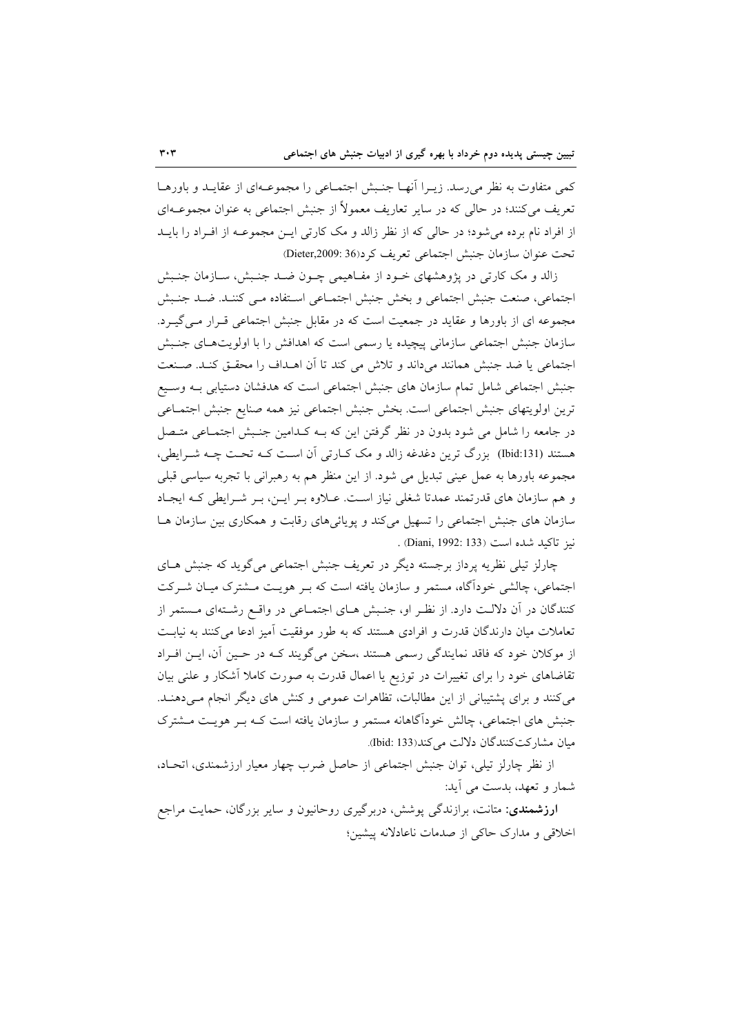کمی متفاوت به نظر می‌رسد. زیرا آنها جنبش اجتماعی را مجموعه‌ای از عقاید و باورها تعریف می‌کنند؛ در حالی که در سایر تعاریف معمولاً از جنبش اجتماعی به عنوان مجموعه‌ای از افراد نام برده می‌شود؛ در حالی که از نظر زالد و مک کارتی این مجموعه از افراد را باید تحت عنوان سازمان جنبش اجتماعی تعریف کرد(Dieter,2009: 36)

زالد و مک کارتی در پژوهشهای خود از مفاهیمی چون ضد جنبش، سازمان جنبش اجتماعی، صنعت جنبش اجتماعی و بخش جنبش اجتماعی استفاده می کنند. ضد جنبش مجموعه ای از باورها و عقاید در جمعیت است که در مقابل جنبش اجتماعی قرار می‌گیرد. سازمان جنبش اجتماعی سازمانی پیچیده یا رسمی است که اهدافش را با اولویت‌های جنبش اجتماعی یا ضد جنبش همانند می‌داند و تلاش می کند تا آن اهداف را محقق کند. صنعت جنبش اجتماعی شامل تمام سازمان های جنبش اجتماعی است که هدفشان دستیابی به وسیع ترین اولویتهای جنبش اجتماعی است. بخش جنبش اجتماعی نیز همه صنایع جنبش اجتماعی در جامعه را شامل می شود بدون در نظر گرفتن این که به کدامین جنبش اجتماعی متصل هستند (Ibid:131) بزرگ ترین دغدغه زالد و مک کارتی آن است که تحت چه شرایطی، مجموعه باورها به عمل عینی تبدیل می شود. از این منظر هم به رهبرانی با تجربه سیاسی قبلی و هم سازمان های قدرتمند عمدتا شغلی نیاز است. علاوه بر این، بر شرایطی که ایجاد سازمان های جنبش اجتماعی را تسهیل می‌کند و پویائی‌های رقابت و همکاری بین سازمان ها نیز تاکید شده است (Diani, 1992: 133) .

چارلز تیلی نظریه پرداز برجسته دیگر در تعریف جنبش اجتماعی می‌گوید که جنبش های اجتماعی، چالشی خودآگاه، مستمر و سازمان یافته است که بر هویت مشترک میان شرکت کنندگان در آن دلالت دارد. از نظر او، جنبش های اجتماعی در واقع رشته‌ای مستمر از تعاملات میان دارندگان قدرت و افرادی هستند که به طور موفقیت آمیز ادعا می‌کنند به نیابت از موکلان خود که فاقد نمایندگی رسمی هستند ،سخن می‌گویند که در حین آن، این افراد تقاضاهای خود را برای تغییرات در توزیع یا اعمال قدرت به صورت کاملا آشکار و علنی بیان می‌کنند و برای پشتیبانی از این مطالبات، تظاهرات عمومی و کنش های دیگر انجام می‌دهند. جنبش های اجتماعی، چالش خودآگاهانه مستمر و سازمان یافته است که بر هویت مشترک میان مشارکت‌کنندگان دلالت می‌کند(Ibid: 133).

از نظر چارلز تیلی، توان جنبش اجتماعی از حاصل ضرب چهار معیار ارزشمندی، اتحاد، شمار و تعهد، بدست می آید:

**ارزشمندی:** متانت، برازندگی پوشش، دربرگیری روحانیون و سایر بزرگان، حمایت مراجع اخلاقی و مدارک حاکی از صدمات ناعادلانه پیشین؛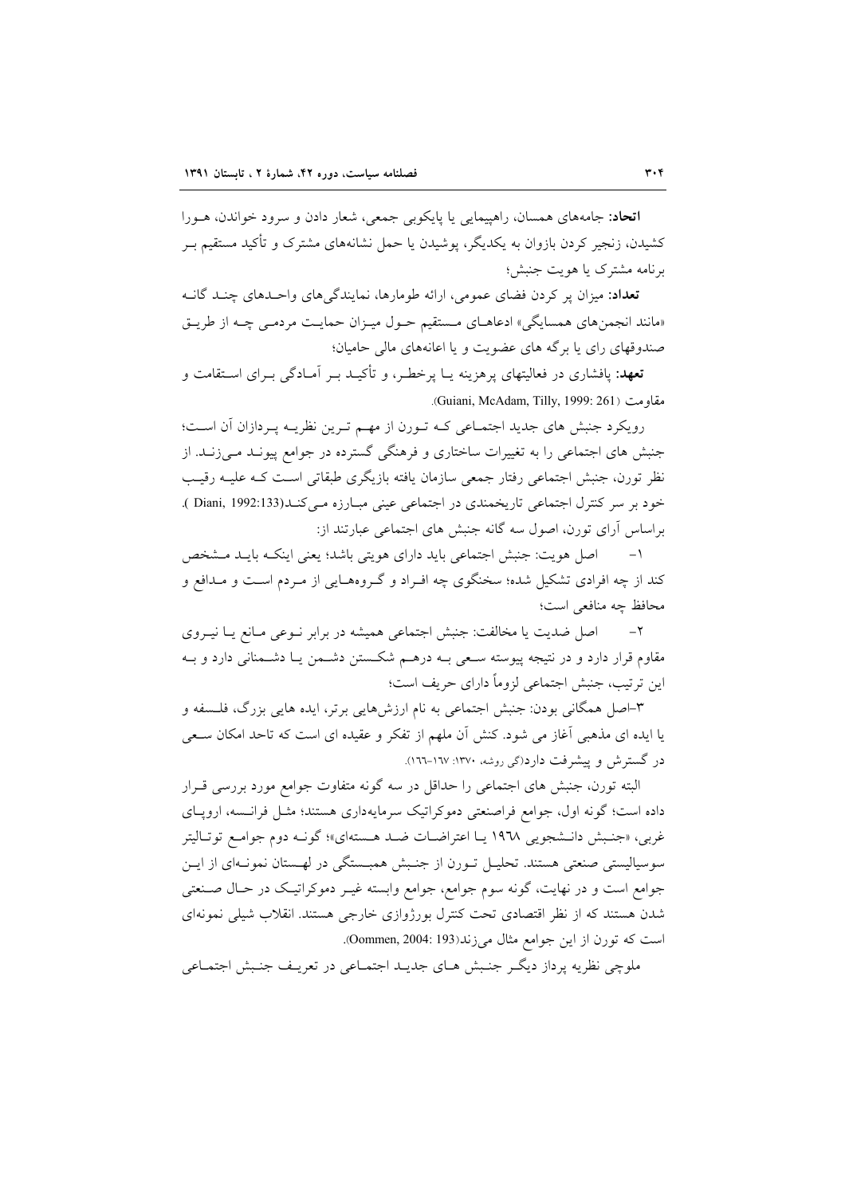**اتحاد:** جامه‌های همسان، راهپیمایی یا پایکوبی جمعی، شعار دادن و سرود خواندن، هورا کشیدن، زنجیر کردن بازوان به یکدیگر، پوشیدن یا حمل نشانه‌های مشترک و تأکید مستقیم بر برنامه مشترک یا هویت جنبش؛

**تعداد:** میزان پر کردن فضای عمومی، ارائه طومارها، نمایندگی‌های واحدهای چند گانه «مانند انجمن‌های همسایگی» ادعاهای مستقیم حول میزان حمایت مردمی چه از طریق صندوقهای رای یا برگه های عضویت و یا اعانه‌های مالی حامیان؛

**تعهد:** پافشاری در فعالیتهای پرهزینه یا پرخطر، و تأکید بر آمادگی برای استقامت و مقاومت (Guiani, McAdam, Tilly, 1999: 261).

رویکرد جنبش های جدید اجتماعی که تورن از مهم ترین نظریه پردازان آن است؛ جنبش های اجتماعی را به تغییرات ساختاری و فرهنگی گسترده در جوامع پیوند می‌زند. از نظر تورن، جنبش اجتماعی رفتار جمعی سازمان یافته بازیگری طبقاتی است که علیه رقیب خود بر سر کنترل اجتماعی تاریخمندی در اجتماعی عینی مبارزه می‌کند(Diani, 1992:133 ). براساس آرای تورن، اصول سه گانه جنبش های اجتماعی عبارتند از:

۱- اصل هویت: جنبش اجتماعی باید دارای هویتی باشد؛ یعنی اینکه باید مشخص کند از چه افرادی تشکیل شده؛ سخنگوی چه افراد و گروه‌هایی از مردم است و مدافع و محافظ چه منافعی است؛

۲- اصل ضدیت یا مخالفت: جنبش اجتماعی همیشه در برابر نوعی مانع یا نیروی مقاوم قرار دارد و در نتیجه پیوسته سعی به درهم شکستن دشمن یا دشمنانی دارد و به این ترتیب، جنبش اجتماعی لزوماً دارای حریف است؛

۳-اصل همگانی بودن: جنبش اجتماعی به نام ارزش‌هایی برتر، ایده هایی بزرگ، فلسفه و یا ایده ای مذهبی آغاز می شود. کنش آن ملهم از تفکر و عقیده ای است که تاحد امکان سعی در گسترش و پیشرفت دارد(گی روشه، ۱۳۷۰: ۱۶۷-۱۶۶).

البته تورن، جنبش های اجتماعی را حداقل در سه گونه متفاوت جوامع مورد بررسی قرار داده است؛ گونه اول، جوامع فراصنعتی دموکراتیک سرمایه‌داری هستند؛ مثل فرانسه، اروپای غربی، «جنبش دانشجویی ۱۹۶۸ یا اعتراضات ضد هسته‌ای»؛ گونه دوم جوامع توتالیتر سوسیالیستی صنعتی هستند. تحلیل تورن از جنبش همبستگی در لهستان نمونه‌ای از این جوامع است و در نهایت، گونه سوم جوامع، جوامع وابسته غیر دموکراتیک در حال صنعتی شدن هستند که از نظر اقتصادی تحت کنترل بورژوازی خارجی هستند. انقلاب شیلی نمونه‌ای است که تورن از این جوامع مثال می‌زند(Oommen, 2004: 193).

ملوچی نظریه پرداز دیگر جنبش های جدید اجتماعی در تعریف جنبش اجتماعی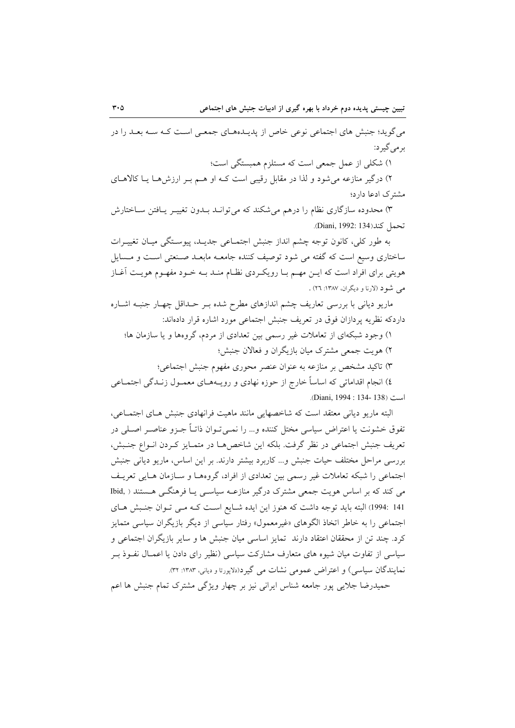می‌گوید؛ جنبش های اجتماعی نوعی خاص از پدیده‌های جمعی است که سه بعد را در برمی‌گیرد:

۱) شکلی از عمل جمعی است که مستلزم همبستگی است؛

۲) درگیر منازعه می‌شود و لذا در مقابل رقیبی است که او هم بر ارزش‌ها یا کالاهای مشترک ادعا دارد؛

۳) محدوده سازگاری نظام را درهم می‌شکند که می‌تواند بدون تغییر یافتن ساختارش تحمل کند(Diani, 1992: 134).

به طور کلی، کانون توجه چشم انداز جنبش اجتماعی جدید، پیوستگی میان تغییرات ساختاری وسیع است که گفته می شود توصیف کننده جامعه مابعد صنعتی است و مسایل هویتی برای افراد است که این مهم با رویکردی نظام مند به خود مفهوم هویت آغاز می شود (لارنا و دیگران، ۱۳۸۷: ۲٦) .

ماریو دیانی با بررسی تعاریف چشم اندازهای مطرح شده بر حداقل چهار جنبه اشاره داردکه نظریه پردازان فوق در تعریف جنبش اجتماعی مورد اشاره قرار داده‌اند:

۱) وجود شبکه‌ای از تعاملات غیر رسمی بین تعدادی از مردم، گروه‌ها و یا سازمان ها؛

۲) هویت جمعی مشترک میان بازیگران و فعالان جنبش؛

۳) تاکید مشخص بر منازعه به عنوان عنصر محوری مفهوم جنبش اجتماعی؛

٤) انجام اقداماتی که اساساً خارج از حوزه نهادی و رویه‌های معمول زندگی اجتماعی است (Diani, 1994 : 134- 138).

البته ماریو دیانی معتقد است که شاخصهایی مانند ماهیت فرانهادی جنبش های اجتماعی، تفوق خشونت یا اعتراض سیاسی مختل کننده و... را نمی‌توان ذاتاً جزو عناصر اصلی در تعریف جنبش اجتماعی در نظر گرفت. بلکه این شاخص‌ها در متمایز کردن انواع جنبش، بررسی مراحل مختلف حیات جنبش و... کاربرد بیشتر دارند. بر این اساس، ماریو دیانی جنبش اجتماعی را شبکه تعاملات غیر رسمی بین تعدادی از افراد، گروه‌ها و سازمان هایی تعریف می کند که بر اساس هویت جمعی مشترک درگیر منازعه سیاسی یا فرهنگی هستند ( Ibid, 1994: 141) البته باید توجه داشت که هنوز این ایده شایع است که می توان جنبش های اجتماعی را به خاطر اتخاذ الگوهای «غیرمعمول» رفتار سیاسی از دیگر بازیگران سیاسی متمایز کرد. چند تن از محققان اعتقاد دارند تمایز اساسی میان جنبش ها و سایر بازیگران اجتماعی و سیاسی از تفاوت میان شیوه های متعارف مشارکت سیاسی (نظیر رای دادن یا اعمال نفوذ بر نمایندگان سیاسی) و اعتراض عمومی نشات می گیرد(دلاپورتا و دیانی، ۱۳۸۳: ۳۲).

حمیدرضا جلایی پور جامعه شناس ایرانی نیز بر چهار ویژگی مشترک تمام جنبش ها اعم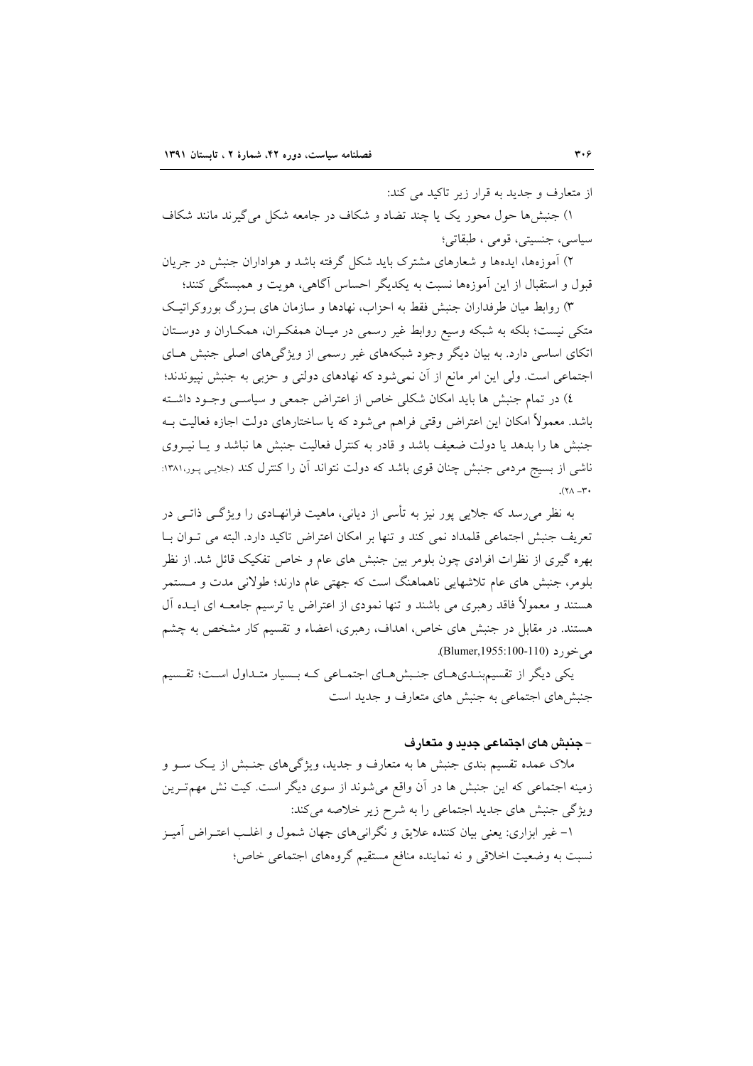از متعارف و جدید به قرار زیر تاکید می کند:

۱) جنبش‌ها حول محور یک یا چند تضاد و شکاف در جامعه شکل می‌گیرند مانند شکاف سیاسی، جنسیتی، قومی ، طبقاتی؛

۲) آموزه‌ها، ایده‌ها و شعارهای مشترک باید شکل گرفته باشد و هواداران جنبش در جریان قبول و استقبال از این آموزه‌ها نسبت به یکدیگر احساس آگاهی، هویت و همبستگی کنند؛

۳) روابط میان طرفداران جنبش فقط به احزاب، نهادها و سازمان های بزرگ بوروکراتیک متکی نیست؛ بلکه به شبکه وسیع روابط غیر رسمی در میان همفکران، همکاران و دوستان اتکای اساسی دارد. به بیان دیگر وجود شبکه‌های غیر رسمی از ویژگی‌های اصلی جنبش های اجتماعی است. ولی این امر مانع از آن نمی‌شود که نهادهای دولتی و حزبی به جنبش نپیوندند؛

٤) در تمام جنبش ها باید امکان شکلی خاص از اعتراض جمعی و سیاسی وجود داشته باشد. معمولاً امکان این اعتراض وقتی فراهم می‌شود که یا ساختارهای دولت اجازه فعالیت به جنبش ها را بدهد یا دولت ضعیف باشد و قادر به کنترل فعالیت جنبش ها نباشد و یا نیروی ناشی از بسیج مردمی جنبش چنان قوی باشد که دولت نتواند آن را کنترل کند (جلایی پور،۱۳۸۱: ۲۸-۳۰).

به نظر می‌رسد که جلایی پور نیز به تأسی از دیانی، ماهیت فرانهادی را ویژگی ذاتی در تعریف جنبش اجتماعی قلمداد نمی کند و تنها بر امکان اعتراض تاکید دارد. البته می توان با بهره گیری از نظرات افرادی چون بلومر بین جنبش های عام و خاص تفکیک قائل شد. از نظر بلومر، جنبش های عام تلاشهایی ناهماهنگ است که جهتی عام دارند؛ طولانی مدت و مستمر هستند و معمولاً فاقد رهبری می باشند و تنها نمودی از اعتراض یا ترسیم جامعه ای ایده آل هستند. در مقابل در جنبش های خاص، اهداف، رهبری، اعضاء و تقسیم کار مشخص به چشم می‌خورد (Blumer,1955:100-110).

یکی دیگر از تقسیم‌بندی‌های جنبش‌های اجتماعی که بسیار متداول است؛ تقسیم جنبش‌های اجتماعی به جنبش های متعارف و جدید است

### - جنبش های اجتماعی جدید و متعارف

ملاک عمده تقسیم بندی جنبش ها به متعارف و جدید، ویژگی‌های جنبش از یک سو و زمینه اجتماعی که این جنبش ها در آن واقع می‌شوند از سوی دیگر است. کیت نش مهم‌ترین ویژگی جنبش های جدید اجتماعی را به شرح زیر خلاصه می‌کند:

۱- غیر ابزاری: یعنی بیان کننده علایق و نگرانی‌های جهان شمول و اغلب اعتراض آمیز نسبت به وضعیت اخلاقی و نه نماینده منافع مستقیم گروه‌های اجتماعی خاص؛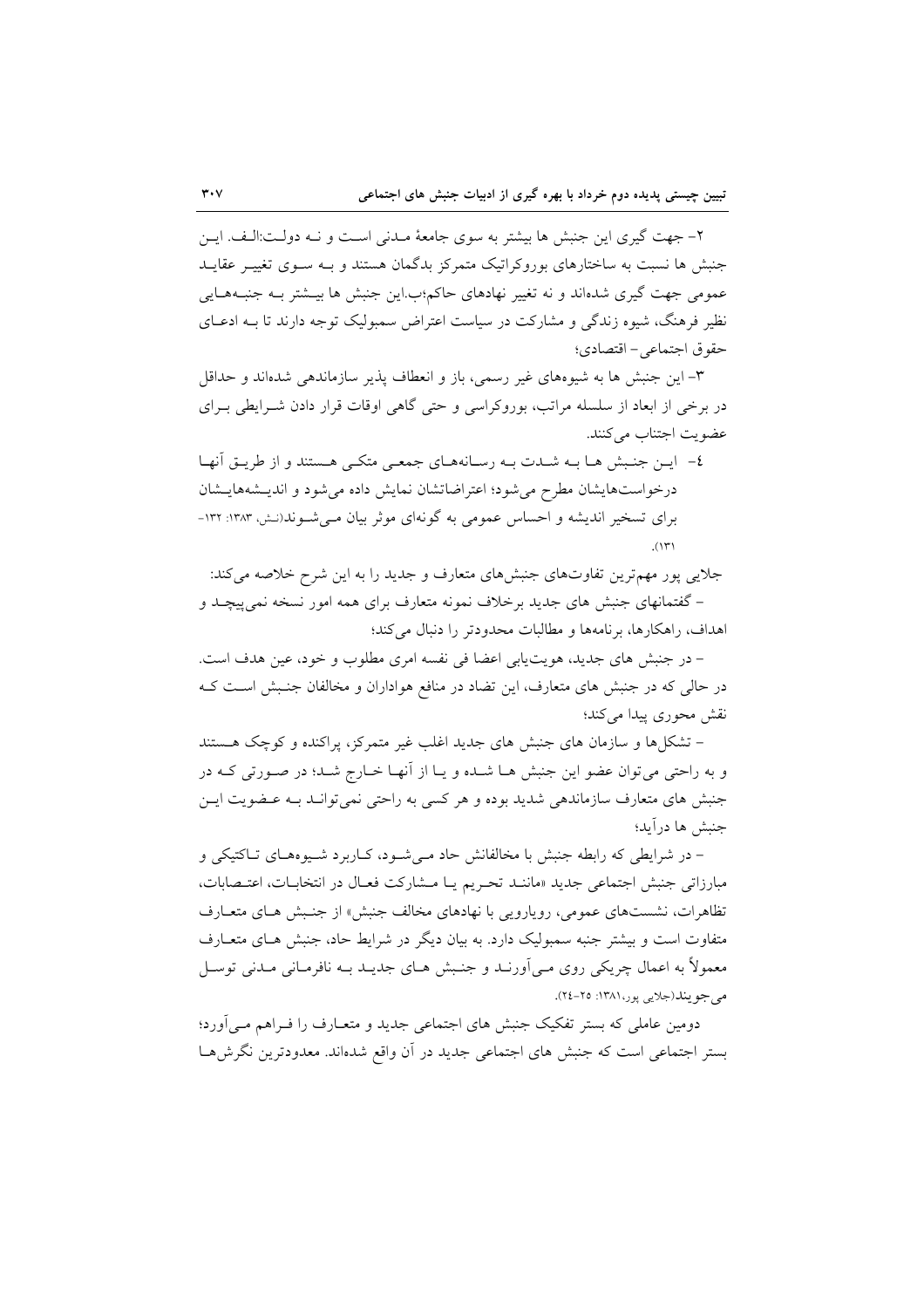۲- جهت گیری این جنبش ها بیشتر به سوی جامعهٔ مـدنی اسـت و نـه دولـت:الـف. ایـن جنبش ها نسبت به ساختارهای بوروکراتیک متمرکز بدگمان هستند و بـه سـوی تغییـر عقایـد عمومی جهت گیری شده‌اند و نه تغییر نهادهای حاکم؛ب.این جنبش ها بیـشتر بـه جنبـه‌هـایی نظیر فرهنگ، شیوه زندگی و مشارکت در سیاست اعتراض سمبولیک توجه دارند تا بـه ادعـای حقوق اجتماعی- اقتصادی؛

۳- این جنبش ها به شیوه‌های غیر رسمی، باز و انعطاف پذیر سازماندهی شده‌اند و حداقل در برخی از ابعاد از سلسله مراتب، بوروکراسی و حتی گاهی اوقات قرار دادن شـرایطی بـرای عضویت اجتناب می‌کنند.

٤- ایـن جنـبش هـا بـه شـدت بـه رسـانه‌هـای جمعـی متکـی هـستند و از طریـق آنهـا درخواست‌هایشان مطرح می‌شود؛ اعتراضاتشان نمایش داده می‌شود و اندیـشه‌هایـشان برای تسخیر اندیشه و احساس عمومی به گونه‌ای موثر بیان مـی‌شـوند(نش، ۱۳۸۳: ۱۳۲-۱۳۱).

جلایی پور مهم‌ترین تفاوت‌های جنبش‌های متعارف و جدید را به این شرح خلاصه می‌کند:

- گفتمانهای جنبش های جدید برخلاف نمونه متعارف برای همه امور نسخه نمی‌پیچـد و اهداف، راهکارها، برنامه‌ها و مطالبات محدودتر را دنبال می‌کند؛

- در جنبش های جدید، هویت‌یابی اعضا فی نفسه امری مطلوب و خود، عین هدف است. در حالی که در جنبش های متعارف، این تضاد در منافع هواداران و مخالفان جنـبش اسـت کـه نقش محوری پیدا می‌کند؛

- تشکل‌ها و سازمان های جنبش های جدید اغلب غیر متمرکز، پراکنده و کوچک هـستند و به راحتی می‌توان عضو این جنبش هـا شـده و یـا از آنهـا خـارج شـد؛ در صـورتی کـه در جنبش های متعارف سازماندهی شدید بوده و هر کسی به راحتی نمی‌توانـد بـه عـضویت ایـن جنبش ها درآید؛

- در شرایطی که رابطه جنبش با مخالفانش حاد مـی‌شـود، کـاربرد شـیوه‌هـای تـاکتیکی و مبارزاتی جنبش اجتماعی جدید «ماننـد تحـریم یـا مـشارکت فعـال در انتخابـات، اعتـصابات، تظاهرات، نشست‌های عمومی، رویارویی با نهادهای مخالف جنبش» از جنـبش هـای متعـارف متفاوت است و بیشتر جنبه سمبولیک دارد. به بیان دیگر در شرایط حاد، جنبش هـای متعـارف معمولاً به اعمال چریکی روی مـی‌آورنـد و جنـبش هـای جدیـد بـه نافرمـانی مـدنی توسـل می‌جویند(جلایی پور،۱۳۸۱: ۲۵-۲٤).

دومین عاملی که بستر تفکیک جنبش های اجتماعی جدید و متعـارف را فـراهم مـی‌آورد؛ بستر اجتماعی است که جنبش های اجتماعی جدید در آن واقع شده‌اند. معدودترین نگرش‌هـا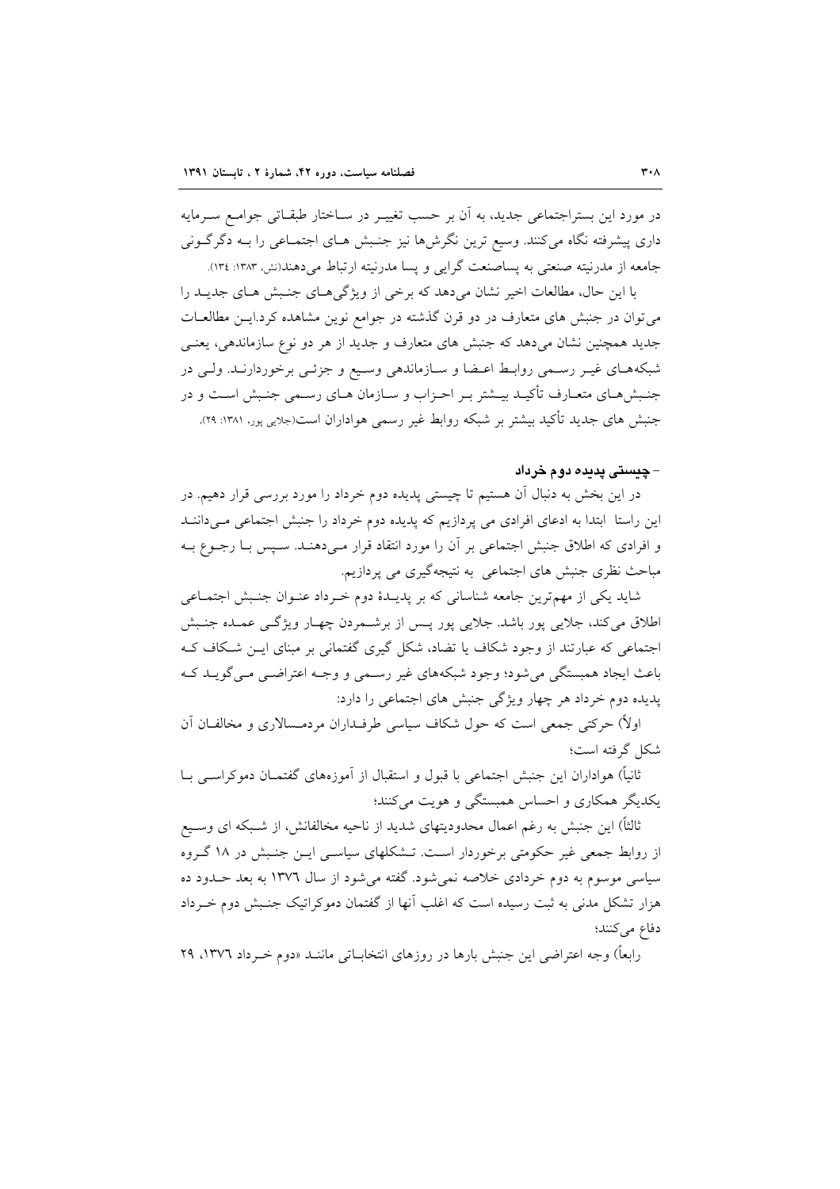در مورد این بستراجتماعی جدید، به آن بر حسب تغییر در ساختار طبقاتی جوامع سرمایه داری پیشرفته نگاه می‌کنند. وسیع ترین نگرش‌ها نیز جنبش های اجتماعی را به دگرگونی جامعه از مدرنیته صنعتی به پساصنعت گرایی و پسا مدرنیته ارتباط می‌دهند(نش، ۱۳۸۳: ۱۳٤).

با این حال، مطالعات اخیر نشان می‌دهد که برخی از ویژگی‌های جنبش های جدید را می‌توان در جنبش های متعارف در دو قرن گذشته در جوامع نوین مشاهده کرد.این مطالعات جدید همچنین نشان می‌دهد که جنبش های متعارف و جدید از هر دو نوع سازماندهی، یعنی شبکه‌های غیر رسمی روابط اعضا و سازماندهی وسیع و جزئی برخوردارند. ولی در جنبش‌های متعارف تأکید بیشتر بر احزاب و سازمان های رسمی جنبش است و در جنبش های جدید تأکید بیشتر بر شبکه روابط غیر رسمی هواداران است(جلایی پور، ۱۳۸۱: ۲۹).

## - چیستی پدیده دوم خرداد

در این بخش به دنبال آن هستیم تا چیستی پدیده دوم خرداد را مورد بررسی قرار دهیم. در این راستا ابتدا به ادعای افرادی می پردازیم که پدیده دوم خرداد را جنبش اجتماعی می‌دانند و افرادی که اطلاق جنبش اجتماعی بر آن را مورد انتقاد قرار می‌دهند. سپس با رجوع به مباحث نظری جنبش های اجتماعی به نتیجه‌گیری می پردازیم.

شاید یکی از مهم‌ترین جامعه شناسانی که بر پدیدهٔ دوم خرداد عنوان جنبش اجتماعی اطلاق می‌کند، جلایی پور باشد. جلایی پور پس از برشمردن چهار ویژگی عمده جنبش اجتماعی که عبارتند از وجود شکاف یا تضاد، شکل گیری گفتمانی بر مبنای این شکاف که باعث ایجاد همبستگی می‌شود؛ وجود شبکه‌های غیر رسمی و وجه اعتراضی می‌گوید که پدیده دوم خرداد هر چهار ویژگی جنبش های اجتماعی را دارد:

اولاً) حرکتی جمعی است که حول شکاف سیاسی طرفداران مردم‌سالاری و مخالفان آن شکل گرفته است؛

ثانیاً) هواداران این جنبش اجتماعی با قبول و استقبال از آموزه‌های گفتمان دموکراسی با یکدیگر همکاری و احساس همبستگی و هویت می‌کنند؛

ثالثاً) این جنبش به رغم اعمال محدودیتهای شدید از ناحیه مخالفانش، از شبکه ای وسیع از روابط جمعی غیر حکومتی برخوردار است. تشکلهای سیاسی این جنبش در ۱۸ گروه سیاسی موسوم به دوم خردادی خلاصه نمی‌شود. گفته می‌شود از سال ۱۳۷٦ به بعد حدود ده هزار تشکل مدنی به ثبت رسیده است که اغلب آنها از گفتمان دموکراتیک جنبش دوم خرداد دفاع می‌کنند؛

رابعاً) وجه اعتراضی این جنبش بارها در روزهای انتخاباتی مانند «دوم خرداد ۱۳۷٦، ۲۹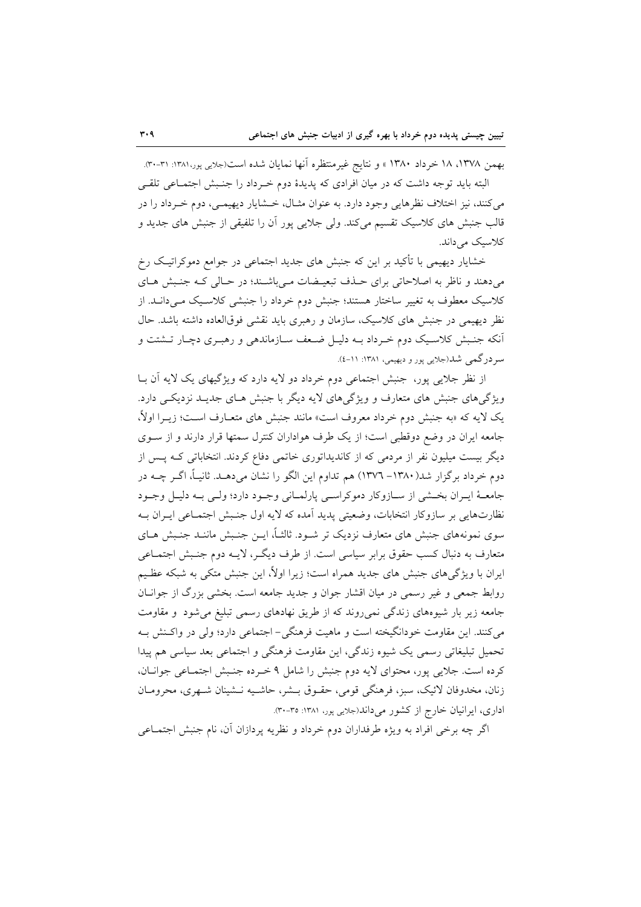بهمن ۱۳۷۸، ۱۸ خرداد ۱۳۸۰ » و نتایج غیرمنتظره آنها نمایان شده است(جلایی پور،۱۳۸۱: ۳۱-۳۰).

البته باید توجه داشت که در میان افرادی که پدیدهٔ دوم خـرداد را جنـبش اجتمـاعی تلقـی می‌کنند، نیز اختلاف نظرهایی وجود دارد. به عنوان مثـال، خـشایار دیهیمـی، دوم خـرداد را در قالب جنبش های کلاسیک تقسیم می‌کند. ولی جلایی پور آن را تلفیقی از جنبش های جدید و کلاسیک می‌داند.

خشایار دیهیمی با تأکید بر این که جنبش های جدید اجتماعی در جوامع دموکراتیـک رخ می‌دهند و ناظر به اصلاحاتی برای حـذف تبعیـضات مـی‌باشـند؛ در حـالی کـه جنـبش هـای کلاسیک معطوف به تغییر ساختار هستند؛ جنبش دوم خرداد را جنبشی کلاسـیک مـی‌دانـد. از نظر دیهیمی در جنبش های کلاسیک، سازمان و رهبری باید نقشی فوق‌العاده داشته باشد. حال آنکه جنـبش کلاسـیک دوم خـرداد بـه دلیـل ضـعف سـازماندهی و رهبـری دچـار تـشتت و سردرگمی شد(جلایی پور و دیهیمی، ۱۳۸۱: ۱۱-٤).

از نظر جلایی پور، جنبش اجتماعی دوم خرداد دو لایه دارد که ویژگیهای یک لایه آن بـا ویژگی‌های جنبش های متعارف و ویژگی‌های لایه دیگر با جنبش هـای جدیـد نزدیکـی دارد. یک لایه که «به جنبش دوم خرداد معروف است» مانند جنبش های متعـارف اسـت؛ زیـرا اولاً، جامعه ایران در وضع دوقطبی است؛ از یک طرف هواداران کنترل سمتها قرار دارند و از سـوی دیگر بیست میلیون نفر از مردمی که از کاندیداتوری خاتمی دفاع کردند. انتخاباتی کـه پـس از دوم خرداد برگزار شد(۱۳۸۰- ۱۳۷٦) هم تداوم این الگو را نشان می‌دهـد. ثانیـاً، اگـر چـه در جامعـهٔ ایـران بخـشی از سـازوکار دموکراسـی پارلمـانی وجـود دارد؛ ولـی بـه دلیـل وجـود نظارت‌هایی بر سازوکار انتخابات، وضعیتی پدید آمده که لایه اول جنـبش اجتمـاعی ایـران بـه سوی نمونه‌های جنبش های متعارف نزدیک تر شـود. ثالثـاً، ایـن جنـبش ماننـد جنـبش هـای متعارف به دنبال کسب حقوق برابر سیاسی است. از طرف دیگـر، لایـه دوم جنـبش اجتمـاعی ایران با ویژگی‌های جنبش های جدید همراه است؛ زیرا اولاً، این جنبش متکی به شبکه عظـیم روابط جمعی و غیر رسمی در میان اقشار جوان و جدید جامعه است. بخشی بزرگ از جوانـان جامعه زیر بار شیوه‌های زندگی نمی‌روند که از طریق نهادهای رسمی تبلیغ می‌شود و مقاومت می‌کنند. این مقاومت خودانگیخته است و ماهیت فرهنگی- اجتماعی دارد؛ ولی در واکـنش بـه تحمیل تبلیغاتی رسمی یک شیوه زندگی، این مقاومت فرهنگی و اجتماعی بعد سیاسی هم پیدا کرده است. جلایی پور، محتوای لایه دوم جنبش را شامل ۹ خـرده جنـبش اجتمـاعی جوانـان، زنان، مخدوفان لائیک، سبز، فرهنگی قومی، حقـوق بـشر، حاشـیه نـشینان شـهری، محرومـان اداری، ایرانیان خارج از کشور می‌داند(جلایی پور، ۱۳۸۱: ۳۵-۳۰).

اگر چه برخی افراد به ویژه طرفداران دوم خرداد و نظریه پردازان آن، نام جنبش اجتمـاعی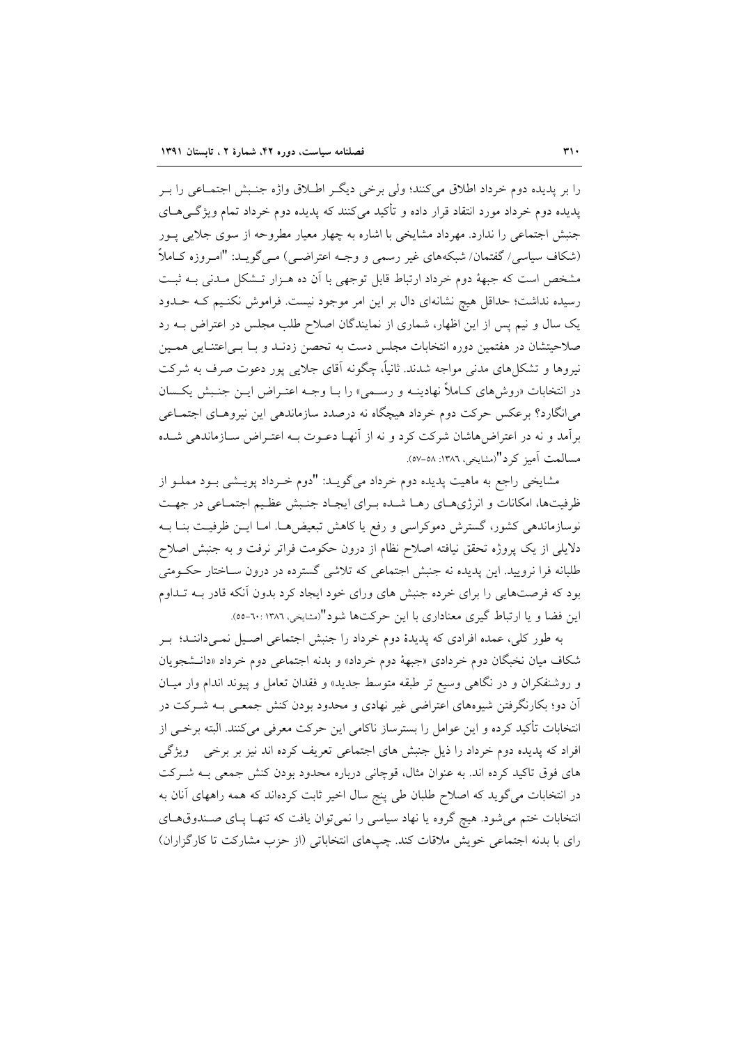را بر پدیده دوم خرداد اطلاق می‌کنند؛ ولی برخی دیگـر اطـلاق واژه جنـبش اجتمـاعی را بـر پدیده دوم خرداد مورد انتقاد قرار داده و تأکید می‌کنند که پدیده دوم خرداد تمام ویژگـی‌هـای جنبش اجتماعی را ندارد. مهرداد مشایخی با اشاره به چهار معیار مطروحه از سوی جلایی پـور (شکاف سیاسی/ گفتمان/ شبکه‌های غیر رسمی و وجـه اعتراضـی) مـی‌گویـد: "امـروزه کـاملاً مشخص است که جبههٔ دوم خرداد ارتباط قابل توجهی با آن ده هـزار تـشکل مـدنی بـه ثبـت رسیده نداشت؛ حداقل هیچ نشانه‌ای دال بر این امر موجود نیست. فراموش نکنـیم کـه حـدود یک سال و نیم پس از این اظهار، شماری از نمایندگان اصلاح طلب مجلس در اعتراض بـه رد صلاحیتشان در هفتمین دوره انتخابات مجلس دست به تحصن زدنـد و بـا بـی‌اعتنـایی همـین نیروها و تشکل‌های مدنی مواجه شدند. ثانیاً، چگونه آقای جلایی پور دعوت صرف به شرکت در انتخابات «روش‌های کـاملاً نهادینـه و رسـمی» را بـا وجـه اعتـراض ایـن جنـبش یکـسان می‌انگارد؟ برعکس حرکت دوم خرداد هیچگاه نه درصدد سازماندهی این نیروهـای اجتمـاعی برآمد و نه در اعتراض‌هاشان شرکت کرد و نه از آنهـا دعـوت بـه اعتـراض سـازماندهی شـده مسالمت آمیز کرد"(مشایخی، ۱۳۸۶: ۵۸-۵۷).

مشایخی راجع به ماهیت پدیده دوم خرداد می‌گویـد: "دوم خـرداد پویـشی بـود مملـو از ظرفیت‌ها، امکانات و انرژی‌هـای رهـا شـده بـرای ایجـاد جنـبش عظـیم اجتمـاعی در جهـت نوسازماندهی کشور، گسترش دموکراسی و رفع یا کاهش تبعیض‌هـا. امـا ایـن ظرفیـت بنـا بـه دلایلی از یک پروژه تحقق نیافته اصلاح نظام از درون حکومت فراتر نرفت و به جنبش اصلاح طلبانه فرا نرویید. این پدیده نه جنبش اجتماعی که تلاشی گسترده در درون سـاختار حکـومتی بود که فرصت‌هایی را برای خرده جنبش های ورای خود ایجاد کرد بدون آنکه قادر بـه تـداوم این فضا و یا ارتباط گیری معناداری با این حرکت‌ها شود"(مشایخی، ۱۳۸۶ :۶۰-۵۵).

به طور کلی، عمده افرادی که پدیدهٔ دوم خرداد را جنبش اجتماعی اصـیل نمـی‌داننـد؛ بـر شکاف میان نخبگان دوم خردادی «جبههٔ دوم خرداد» و بدنه اجتماعی دوم خرداد «دانـشجویان و روشنفکران و در نگاهی وسیع تر طبقه متوسط جدید» و فقدان تعامل و پیوند اندام وار میـان آن دو؛ بکارنگرفتن شیوه‌های اعتراضی غیر نهادی و محدود بودن کنش جمعـی بـه شـرکت در انتخابات تأکید کرده و این عوامل را بسترساز ناکامی این حرکت معرفی می‌کنند. البته برخـی از افراد که پدیده دوم خرداد را ذیل جنبش های اجتماعی تعریف کرده اند نیز بر برخی ویژگی های فوق تاکید کرده اند. به عنوان مثال، قوچانی درباره محدود بودن کنش جمعی بـه شـرکت در انتخابات می‌گوید که اصلاح طلبان طی پنج سال اخیر ثابت کرده‌اند که همه راههای آنان به انتخابات ختم می‌شود. هیچ گروه یا نهاد سیاسی را نمی‌توان یافت که تنهـا پـای صـندوق‌هـای رای با بدنه اجتماعی خویش ملاقات کند. چپ‌های انتخاباتی (از حزب مشارکت تا کارگزاران)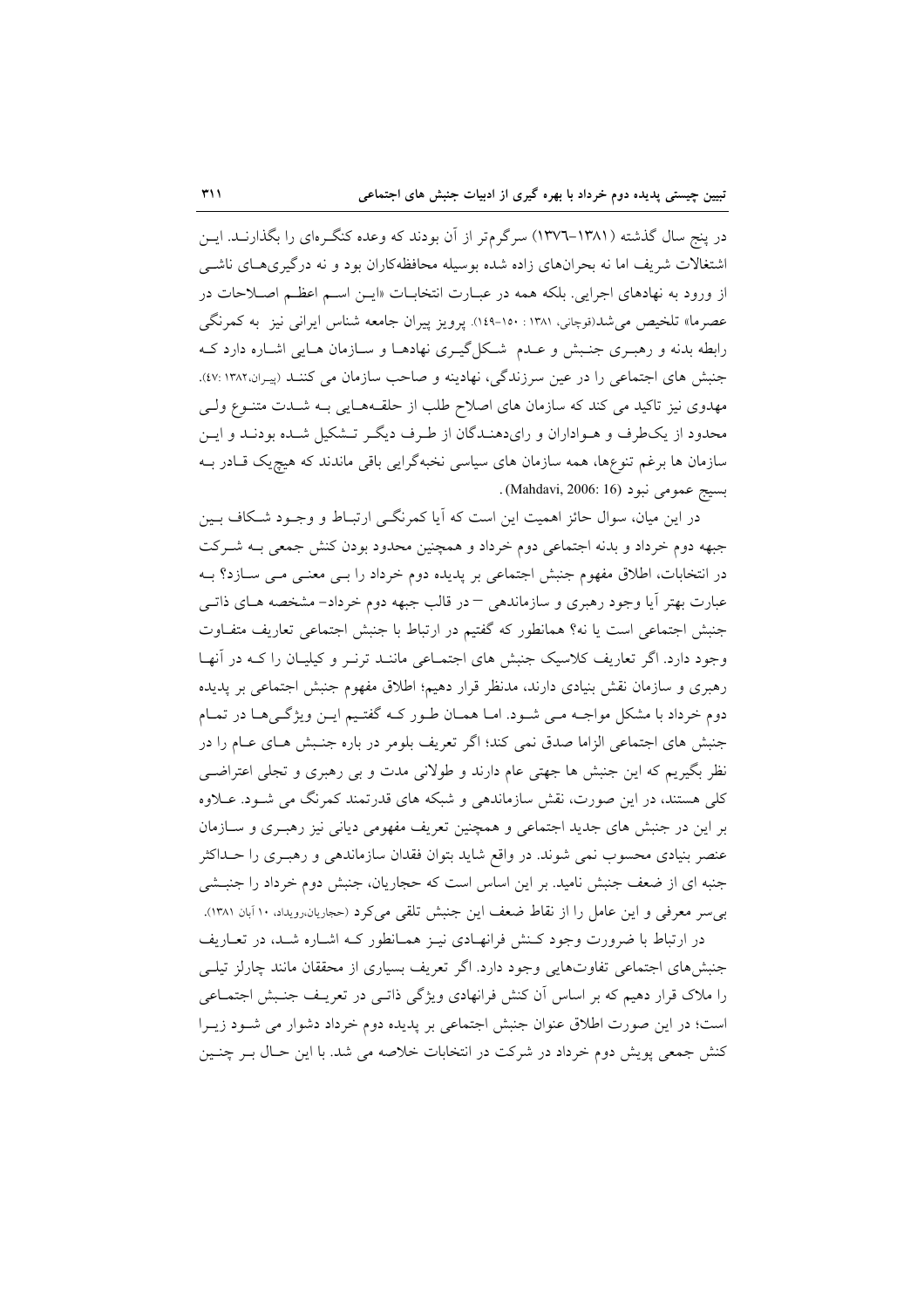در پنج سال گذشته (۱۳۸۱-۱۳۷۶) سرگرم‌تر از آن بودند که وعده کنگره‌ای را بگذارنـد. ایـن اشتغالات شریف اما نه بحران‌های زاده شده بوسیله محافظه‌کاران بود و نه درگیری‌هـای ناشـی از ورود به نهادهای اجرایی. بلکه همه در عبـارت انتخابـات «ایـن اسـم اعظـم اصـلاحات در عصرما» تلخیص می‌شد(قوچانی، ۱۳۸۱ : ۱۵۰-۱٤۹). پرویز پیران جامعه شناس ایرانی نیز به کمرنگی رابطه بدنه و رهبـری جنـبش و عـدم شـکل‌گیـری نهادهـا و سـازمان هـایی اشـاره دارد کـه جنبش های اجتماعی را در عین سرزندگی، نهادینه و صاحب سازمان می کننـد (پیـران،۱۳۸۲ :٤٧). مهدوی نیز تاکید می کند که سازمان های اصلاح طلب از حلقـه‌هـایی بـه شـدت متنـوع ولـی محدود از یک‌طرف و هـواداران و رای‌دهنـدگان از طـرف دیگـر تـشکیل شـده بودنـد و ایـن سازمان ها برغم تنوع‌ها، همه سازمان های سیاسی نخبه‌گرایی باقی ماندند که هیچ‌یک قـادر بـه بسیج عمومی نبود (Mahdavi, 2006: 16) .

در این میان، سوال حائز اهمیت این است که آیا کمرنگـی ارتبـاط و وجـود شـکاف بـین جبهه دوم خرداد و بدنه اجتماعی دوم خرداد و همچنین محدود بودن کنش جمعی بـه شـرکت در انتخابات، اطلاق مفهوم جنبش اجتماعی بر پدیده دوم خرداد را بـی معنـی مـی سـازد؟ بـه عبارت بهتر آیا وجود رهبری و سازماندهی – در قالب جبهه دوم خرداد- مشخصه هـای ذاتـی جنبش اجتماعی است یا نه؟ همانطور که گفتیم در ارتباط با جنبش اجتماعی تعاریف متفـاوت وجود دارد. اگر تعاریف کلاسیک جنبش های اجتمـاعی ماننـد ترنـر و کیلیـان را کـه در آنهـا رهبری و سازمان نقش بنیادی دارند، مدنظر قرار دهیم؛ اطلاق مفهوم جنبش اجتماعی بر پدیده دوم خرداد با مشکل مواجـه مـی شـود. امـا همـان طـور کـه گفتـیم ایـن ویژگـی‌هـا در تمـام جنبش های اجتماعی الزاما صدق نمی کند؛ اگر تعریف بلومر در باره جنـبش هـای عـام را در نظر بگیریم که این جنبش ها جهتی عام دارند و طولانی مدت و بی رهبری و تجلی اعتراضـی کلی هستند، در این صورت، نقش سازماندهی و شبکه های قدرتمند کمرنگ می شـود. عـلاوه بر این در جنبش های جدید اجتماعی و همچنین تعریف مفهومی دیانی نیز رهبـری و سـازمان عنصر بنیادی محسوب نمی شوند. در واقع شاید بتوان فقدان سازماندهی و رهبـری را حـداکثر جنبه ای از ضعف جنبش نامید. بر این اساس است که حجاریان، جنبش دوم خرداد را جنبـشی بی‌سر معرفی و این عامل را از نقاط ضعف این جنبش تلقی می‌کرد (حجاریان،رویداد، ۱۰ آبان ۱۳۸۱).

در ارتباط با ضرورت وجود کـنش فرانهـادی نیـز همـانطور کـه اشـاره شـد، در تعـاریف جنبش‌های اجتماعی تفاوت‌هایی وجود دارد. اگر تعریف بسیاری از محققان مانند چارلز تیلـی را ملاک قرار دهیم که بر اساس آن کنش فرانهادی ویژگی ذاتـی در تعریـف جنـبش اجتمـاعی است؛ در این صورت اطلاق عنوان جنبش اجتماعی بر پدیده دوم خرداد دشوار می شـود زیـرا کنش جمعی پویش دوم خرداد در شرکت در انتخابات خلاصه می شد. با این حـال بـر چنـین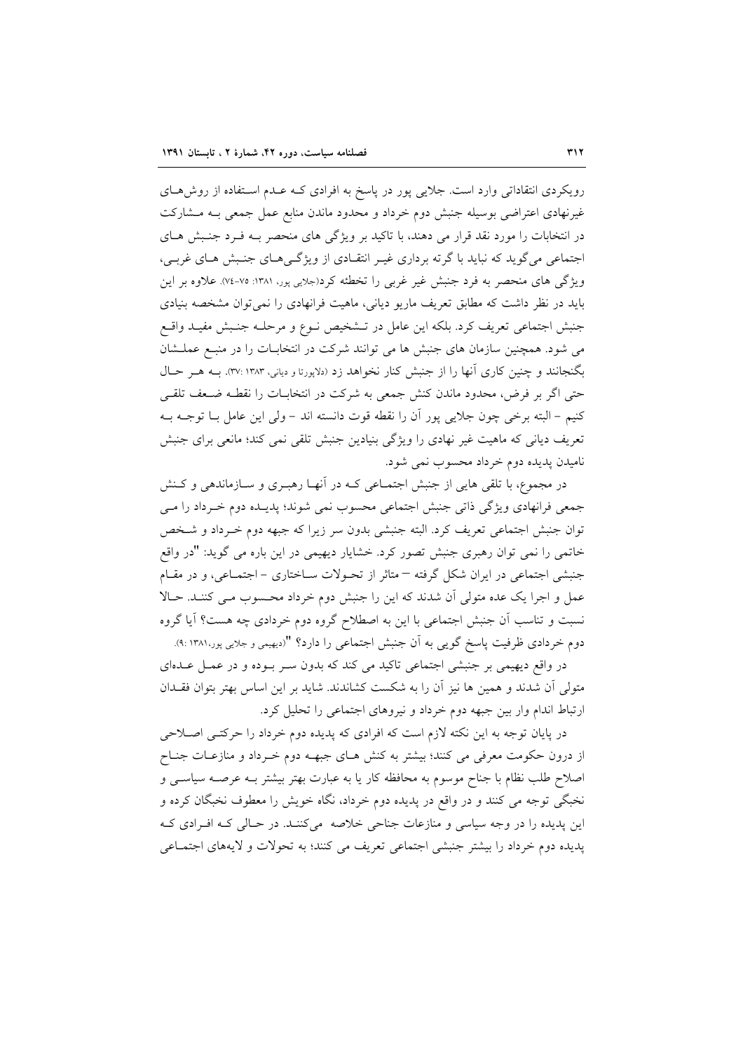رویکردی انتقاداتی وارد است. جلایی پور در پاسخ به افرادی کـه عـدم اسـتفاده از روش‌هـای غیرنهادی اعتراضی بوسیله جنبش دوم خرداد و محدود ماندن منابع عمل جمعی بـه مـشارکت در انتخابات را مورد نقد قرار می دهند، با تاکید بر ویژگی های منحصر بـه فـرد جنـبش هـای اجتماعی می‌گوید که نباید با گرته برداری غیـر انتقـادی از ویژگـی‌هـای جنـبش هـای غربـی، ویژگی های منحصر به فرد جنبش غیر غربی را تخطئه کرد(جلایی پور، ۱۳۸۱: ۷۵-۷٤). علاوه بر این باید در نظر داشت که مطابق تعریف ماریو دیانی، ماهیت فرانهادی را نمی‌توان مشخصه بنیادی جنبش اجتماعی تعریف کرد. بلکه این عامل در تـشخیص نـوع و مرحلـه جنـبش مفیـد واقـع می شود. همچنین سازمان های جنبش ها می توانند شرکت در انتخابـات را در منبـع عملـشان بگنجانند و چنین کاری آنها را از جنبش کنار نخواهد زد (دلاپورتا و دیانی، ۱۳۸۳ :۳۷). بـه هـر حـال حتی اگر بر فرض، محدود ماندن کنش جمعی به شرکت در انتخابـات را نقطـه ضـعف تلقـی کنیم - البته برخی چون جلایی پور آن را نقطه قوت دانسته اند - ولی این عامل بـا توجـه بـه تعریف دیانی که ماهیت غیر نهادی را ویژگی بنیادین جنبش تلقی نمی کند؛ مانعی برای جنبش نامیدن پدیده دوم خرداد محسوب نمی شود.

در مجموع، با تلقی هایی از جنبش اجتمـاعی کـه در آنهـا رهبـری و سـازماندهی و کـنش جمعی فرانهادی ویژگی ذاتی جنبش اجتماعی محسوب نمی شوند؛ پدیـده دوم خـرداد را مـی توان جنبش اجتماعی تعریف کرد. البته جنبشی بدون سر زیرا که جبهه دوم خـرداد و شـخص خاتمی را نمی توان رهبری جنبش تصور کرد. خشایار دیهیمی در این باره می گوید: "در واقع جنبشی اجتماعی در ایران شکل گرفته – متاثر از تحـولات سـاختاری - اجتمـاعی، و در مقـام عمل و اجرا یک عده متولی آن شدند که این را جنبش دوم خرداد محـسوب مـی کننـد. حـالا نسبت و تناسب آن جنبش اجتماعی با این به اصطلاح گروه دوم خردادی چه هست؟ آیا گروه دوم خردادی ظرفیت پاسخ گویی به آن جنبش اجتماعی را دارد؟ "(دیهیمی و جلایی پور،۱۳۸۱ :۹).

در واقع دیهیمی بر جنبشی اجتماعی تاکید می کند که بدون سـر بـوده و در عمـل عـده‌ای متولی آن شدند و همین ها نیز آن را به شکست کشاندند. شاید بر این اساس بهتر بتوان فقـدان ارتباط اندام وار بین جبهه دوم خرداد و نیروهای اجتماعی را تحلیل کرد.

در پایان توجه به این نکته لازم است که افرادی که پدیده دوم خرداد را حرکتـی اصـلاحی از درون حکومت معرفی می کنند؛ بیشتر به کنش هـای جبهـه دوم خـرداد و منازعـات جنـاح اصلاح طلب نظام با جناح موسوم به محافظه کار یا به عبارت بهتر بیشتر بـه عرصـه سیاسـی و نخبگی توجه می کنند و در واقع در پدیده دوم خرداد، نگاه خویش را معطوف نخبگان کرده و این پدیده را در وجه سیاسی و منازعات جناحی خلاصه می‌کننـد. در حـالی کـه افـرادی کـه پدیده دوم خرداد را بیشتر جنبشی اجتماعی تعریف می کنند؛ به تحولات و لایه‌های اجتمـاعی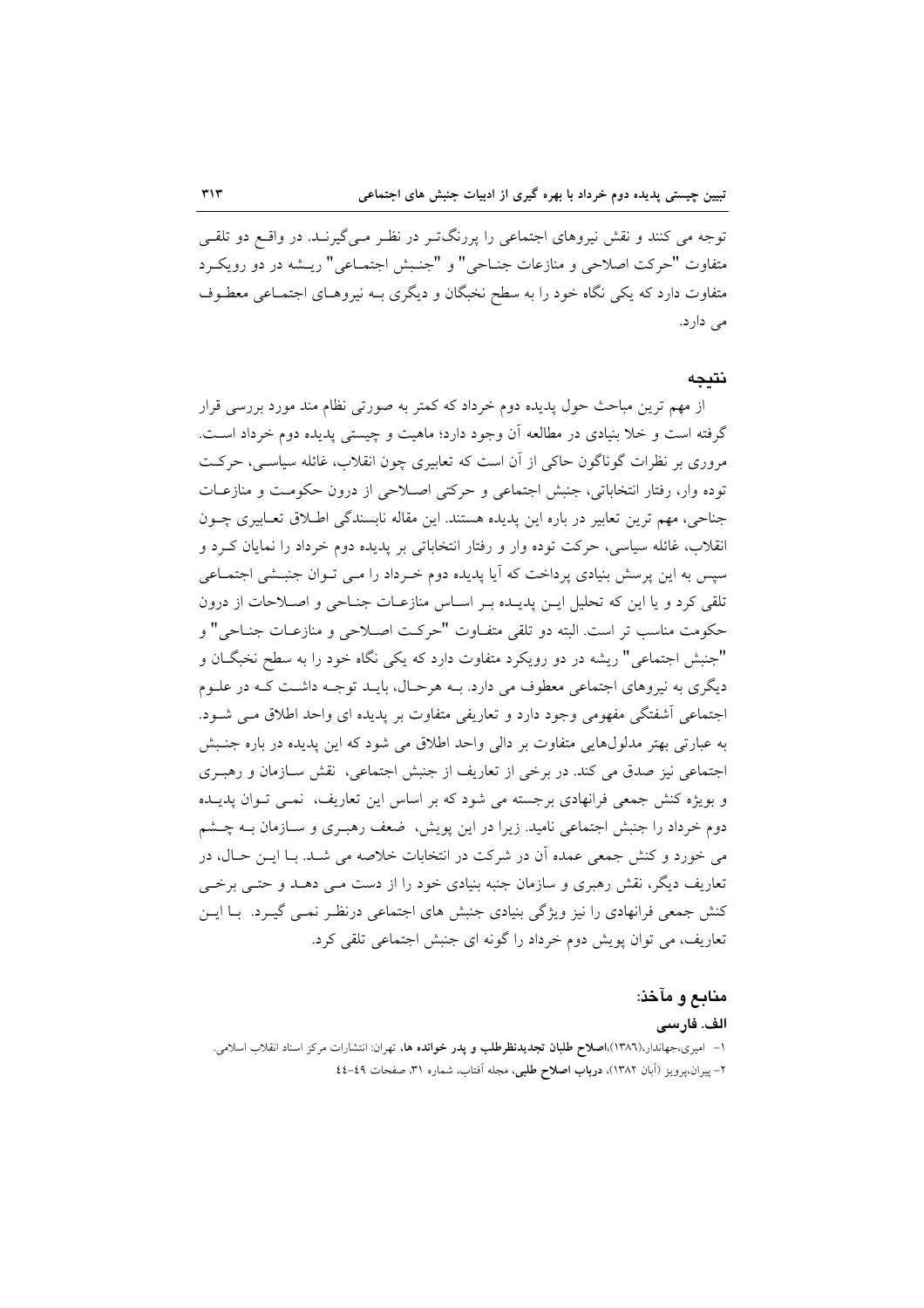توجه می کنند و نقش نیروهای اجتماعی را پررنگ‌تـر در نظـر مـی‌گیرنـد. در واقـع دو تلقـی متفاوت "حرکت اصلاحی و منازعات جنـاحی" و "جنـبش اجتمـاعی" ریـشه در دو رویکـرد متفاوت دارد که یکی نگاه خود را به سطح نخبگان و دیگری بـه نیروهـای اجتمـاعی معطـوف می دارد.

## نتیجه

از مهم ترین مباحث حول پدیده دوم خرداد که کمتر به صورتی نظام مند مورد بررسی قرار گرفته است و خلا بنیادی در مطالعه آن وجود دارد؛ ماهیت و چیستی پدیده دوم خرداد اسـت. مروری بر نظرات گوناگون حاکی از آن است که تعابیری چون انقلاب، غائله سیاسـی، حرکـت توده وار، رفتار انتخاباتی، جنبش اجتماعی و حرکتی اصـلاحی از درون حکومـت و منازعـات جناحی، مهم ترین تعابیر در باره این پدیده هستند. این مقاله نابسندگی اطـلاق تعـابیری چـون انقلاب، غائله سیاسی، حرکت توده وار و رفتار انتخاباتی بر پدیده دوم خرداد را نمایان کـرد و سپس به این پرسش بنیادی پرداخت که آیا پدیده دوم خـرداد را مـی تـوان جنبـشی اجتمـاعی تلقی کرد و یا این که تحلیل ایـن پدیـده بـر اسـاس منازعـات جنـاحی و اصـلاحات از درون حکومت مناسب تر است. البته دو تلقی متفـاوت "حرکـت اصـلاحی و منازعـات جنـاحی" و "جنبش اجتماعی" ریشه در دو رویکرد متفاوت دارد که یکی نگاه خود را به سطح نخبگـان و دیگری به نیروهای اجتماعی معطوف می دارد. بـه هرحـال، بایـد توجـه داشـت کـه در علـوم اجتماعی آشفتگی مفهومی وجود دارد و تعاریفی متفاوت بر پدیده ای واحد اطلاق مـی شـود. به عبارتی بهتر مدلول‌هایی متفاوت بر دالی واحد اطلاق می شود که این پدیده در باره جنـبش اجتماعی نیز صدق می کند. در برخی از تعاریف از جنبش اجتماعی، نقش سـازمان و رهبـری و بویژه کنش جمعی فرانهادی برجسته می شود که بر اساس این تعاریف، نمـی تـوان پدیـده دوم خرداد را جنبش اجتماعی نامید. زیرا در این پویش، ضعف رهبـری و سـازمان بـه چـشم می خورد و کنش جمعی عمده آن در شرکت در انتخابات خلاصه می شـد. بـا ایـن حـال، در تعاریف دیگر، نقش رهبری و سازمان جنبه بنیادی خود را از دست مـی دهـد و حتـی برخـی کنش جمعی فرانهادی را نیز ویژگی بنیادی جنبش های اجتماعی درنظـر نمـی گیـرد. بـا ایـن تعاریف، می توان پویش دوم خرداد را گونه ای جنبش اجتماعی تلقی کرد.

## منابع و مآخذ:

### الف. فارسی

۱- امیری،جهاندار،(۱۳۸۶)،**اصلاح طلبان تجدیدنظرطلب و پدر خوانده ها**، تهران: انتشارات مرکز اسناد انقلاب اسلامی.

۲- پیران،پرویز (آبان ۱۳۸۲)، **درباب اصلاح طلبی**، مجله آفتاب، شماره ۳۱، صفحات ۴۹-۴۴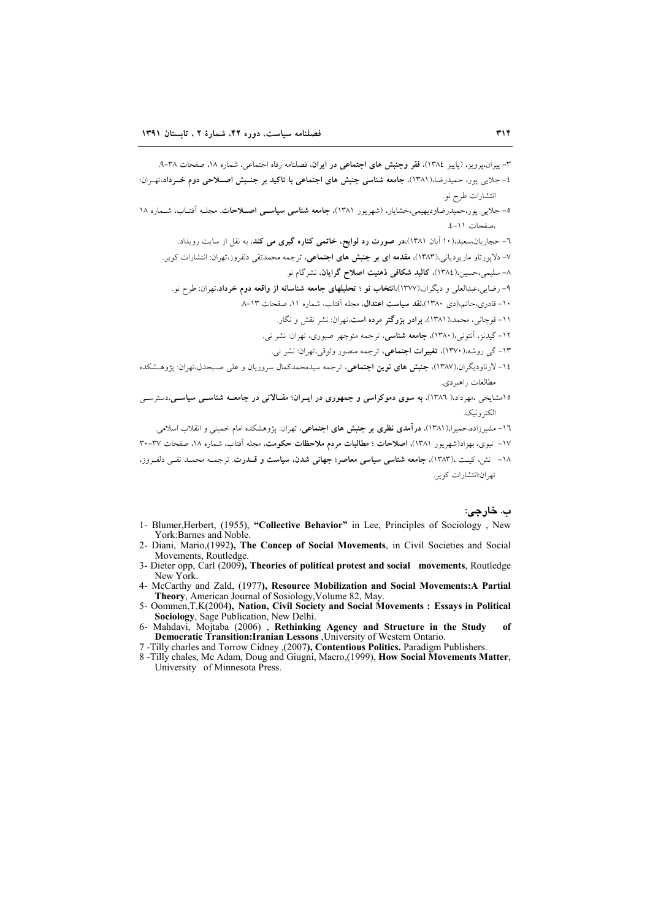۳- پیران،پرویز، (پاییز ۱۳۸٤)، **فقر وجنبش های اجتماعی در ایران**، فصلنامه رفاه اجتماعی، شماره ۱۸، صفحات ۳۸-۹.

٤- جلایی پور، حمیدرضا،(۱۳۸۱)، **جامعه شناسی جنبش های اجتماعی با تاکید بر جنبش اصلاحی دوم خرداد**،تهران: انتشارات طرح نو.

٥- جلایی پور،حمیدرضاودیهیمی،خشایار، (شهریور ۱۳۸۱)، **جامعه شناسی سیاسی اصلاحات**. مجله آفتاب، شماره ۱۸ ،صفحات ۱۱-٤.

٦- حجاریان،سعید،(۱۰ آبان ۱۳۸۱)،**در صورت رد لوایح، خاتمی کناره گیری می کند**، به نقل از سایت رویداد.

۷- دلاپورتاو ماریودیانی،(۱۳۸۳)، **مقدمه ای بر جنبش های اجتماعی**، ترجمه محمدتقی دلفروز،تهران: انتشارات کویر.

۸- سلیمی،حسین،(۱۳۸٤)، **کالبد شکافی ذهنیت اصلاح گرایان**، نشرگام نو

۹- رضایی،عبدالعلی و دیگران،(۱۳۷۷)،**انتخاب نو ؛ تحلیلهای جامعه شناسانه از واقعه دوم خرداد**،تهران: طرح نو.

۱۰- قادری،حاتم،(دی ۱۳۸۰)،**نقد سیاست اعتدال**، مجله آفتاب، شماره ۱۱، صفحات ۱۳-۸

۱۱- قوچانی، محمد،(۱۳۸۱)، **برادر بزرگتر مرده است**،تهران: نشر نقش و نگار.

۱۲- گیدنز، آنتونی،(۱۳۸۰)، **جامعه شناسی**، ترجمه منوچهر صبوری، تهران: نشر نی.

۱۳- گی روشه،(۱۳۷۰)، **تغییرات اجتماعی**، ترجمه منصور وثوقی،تهران: نشر نی.

۱٤- لارناودیگران،(۱۳۸۷)، **جنبش های نوین اجتماعی**، ترجمه سیدمحمدکمال سروریان و علی صبحدل،تهران: پژوهشکده مطالعات راهبردی.

۱٥مشایخی ،مهرداد،( ۱۳۸٦)، **به سوی دموکراسی و جمهوری در ایران؛ مقالاتی در جامعه شناسی سیاسی**،دسترسی الکترونیک.

۱٦- مشیرزاده،حمیرا،(۱۳۸۱)، **درآمدی نظری بر جنبش های اجتماعی**، تهران: پژوهشکده امام خمینی و انقلاب اسلامی.

۱۷- نبوی، بهزاد(شهریور ۱۳۸۱)، **اصلاحات ؛ مطالبات مردم ملاحظات حکومت**، مجله آفتاب، شماره ۱۸، صفحات ۳۷-۳۰

۱۸- نش، کیت ،(۱۳۸۳)، **جامعه شناسی سیاسی معاصر؛ جهانی شدن، سیاست و قدرت**. ترجمه محمد تقی دلفروز، تهران:انتشارات کویر.

### ب. خارجی:

1- Blumer,Herbert, (1955), **"Collective Behavior"** in Lee, Principles of Sociology , New York:Barnes and Noble.

2- Diani, Mario,(1992**), The Concep of Social Movements**, in Civil Societies and Social Movements, Routledge.

3- Dieter opp, Carl (2009**), Theories of political protest and social movements**, Routledge New York.

4- McCarthy and Zald, (1977**), Resource Mobilization and Social Movements:A Partial Theory**, American Journal of Sosiology,Volume 82, May.

5- Oommen,T.K(2004**), Nation, Civil Society and Social Movements : Essays in Political Sociology**, Sage Publication, New Delhi.

6- Mahdavi, Mojtaba (2006) , **Rethinking Agency and Structure in the Study of Democratic Transition:Iranian Lessons** ,University of Western Ontario.

7 -Tilly charles and Torrow Cidney ,(2007**), Contentious Politics.** Paradigm Publishers.

8 -Tilly chales, Mc Adam, Doug and Giugni, Macro,(1999), **How Social Movements Matter**, University of Minnesota Press.